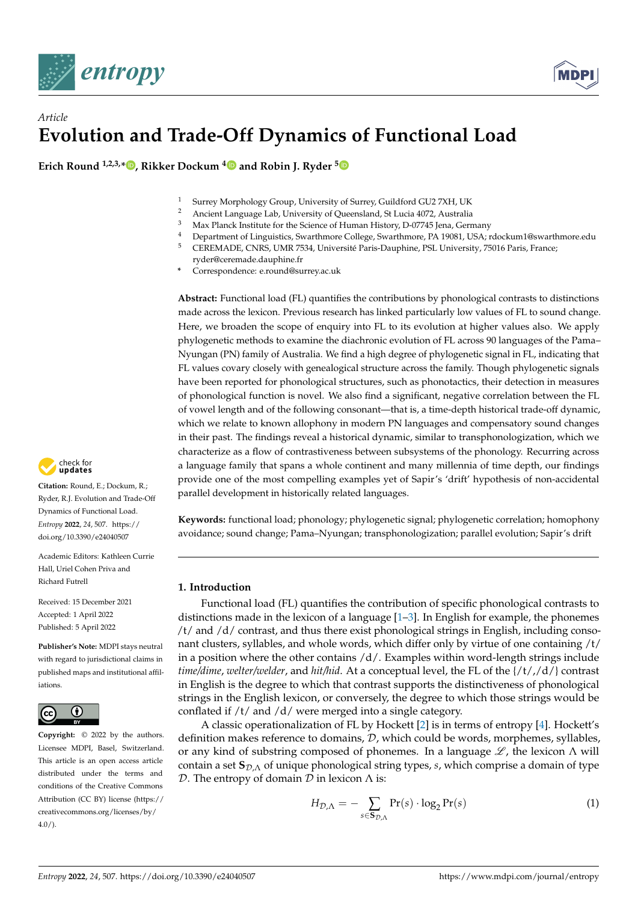*Article*

# Evolution and Trade-Off Dynamics of Functional Load

**Erich Round [1,2,3,*], Rikker Dockum [4] and Robin J. Ryder [5]**

1. Surrey Morphology Group, University of Surrey, Guildford GU2 7XH, UK
2. Ancient Language Lab, University of Queensland, St Lucia 4072, Australia
3. Max Planck Institute for the Science of Human History, D-07745 Jena, Germany
4. Department of Linguistics, Swarthmore College, Swarthmore, PA 19081, USA; rdockum1@swarthmore.edu
5. CEREMADE, CNRS, UMR 7534, Université Paris-Dauphine, PSL University, 75016 Paris, France; ryder@ceremade.dauphine.fr

\* Correspondence: e.round@surrey.ac.uk

**Abstract:** Functional load (FL) quantifies the contributions by phonological contrasts to distinctions made across the lexicon. Previous research has linked particularly low values of FL to sound change. Here, we broaden the scope of enquiry into FL to its evolution at higher values also. We apply phylogenetic methods to examine the diachronic evolution of FL across 90 languages of the Pama–Nyungan (PN) family of Australia. We find a high degree of phylogenetic signal in FL, indicating that FL values covary closely with genealogical structure across the family. Though phylogenetic signals have been reported for phonological structures, such as phonotactics, their detection in measures of phonological function is novel. We also find a significant, negative correlation between the FL of vowel length and of the following consonant—that is, a time-depth historical trade-off dynamic, which we relate to known allophony in modern PN languages and compensatory sound changes in their past. The findings reveal a historical dynamic, similar to transphonologization, which we characterize as a flow of contrastiveness between subsystems of the phonology. Recurring across a language family that spans a whole continent and many millennia of time depth, our findings provide one of the most compelling examples yet of Sapir's 'drift' hypothesis of non-accidental parallel development in historically related languages.

**Keywords:** functional load; phonology; phylogenetic signal; phylogenetic correlation; homophony avoidance; sound change; Pama–Nyungan; transphonologization; parallel evolution; Sapir's drift

**Citation:** Round, E.; Dockum, R.; Ryder, R.J. Evolution and Trade-Off Dynamics of Functional Load. *Entropy* **2022**, *24*, 507. https://doi.org/10.3390/e24040507

Academic Editors: Kathleen Currie Hall, Uriel Cohen Priva and Richard Futrell

Received: 15 December 2021
Accepted: 1 April 2022
Published: 5 April 2022

**Publisher's Note:** MDPI stays neutral with regard to jurisdictional claims in published maps and institutional affiliations.

**Copyright:** © 2022 by the authors. Licensee MDPI, Basel, Switzerland. This article is an open access article distributed under the terms and conditions of the Creative Commons Attribution (CC BY) license (https://creativecommons.org/licenses/by/4.0/).

## 1. Introduction

Functional load (FL) quantifies the contribution of specific phonological contrasts to distinctions made in the lexicon of a language [1–3]. In English for example, the phonemes /t/ and /d/ contrast, and thus there exist phonological strings in English, including consonant clusters, syllables, and whole words, which differ only by virtue of one containing /t/ in a position where the other contains /d/. Examples within word-length strings include *time/dime*, *welter/welder*, and *hit/hid*. At a conceptual level, the FL of the {/t/,/d/} contrast in English is the degree to which that contrast supports the distinctiveness of phonological strings in the English lexicon, or conversely, the degree to which those strings would be conflated if /t/ and /d/ were merged into a single category.

A classic operationalization of FL by Hockett [2] is in terms of entropy [4]. Hockett's definition makes reference to domains, $\mathcal{D}$, which could be words, morphemes, syllables, or any kind of substring composed of phonemes. In a language $\mathscr{L}$, the lexicon $\Lambda$ will contain a set $\mathbf{S}_{\mathcal{D},\Lambda}$ of unique phonological string types, $s$, which comprise a domain of type $\mathcal{D}$. The entropy of domain $\mathcal{D}$ in lexicon $\Lambda$ is:

$$H_{\mathcal{D},\Lambda} = -\sum_{s \in \mathbf{S}_{\mathcal{D},\Lambda}} \Pr(s) \cdot \log_2 \Pr(s) \tag{1}$$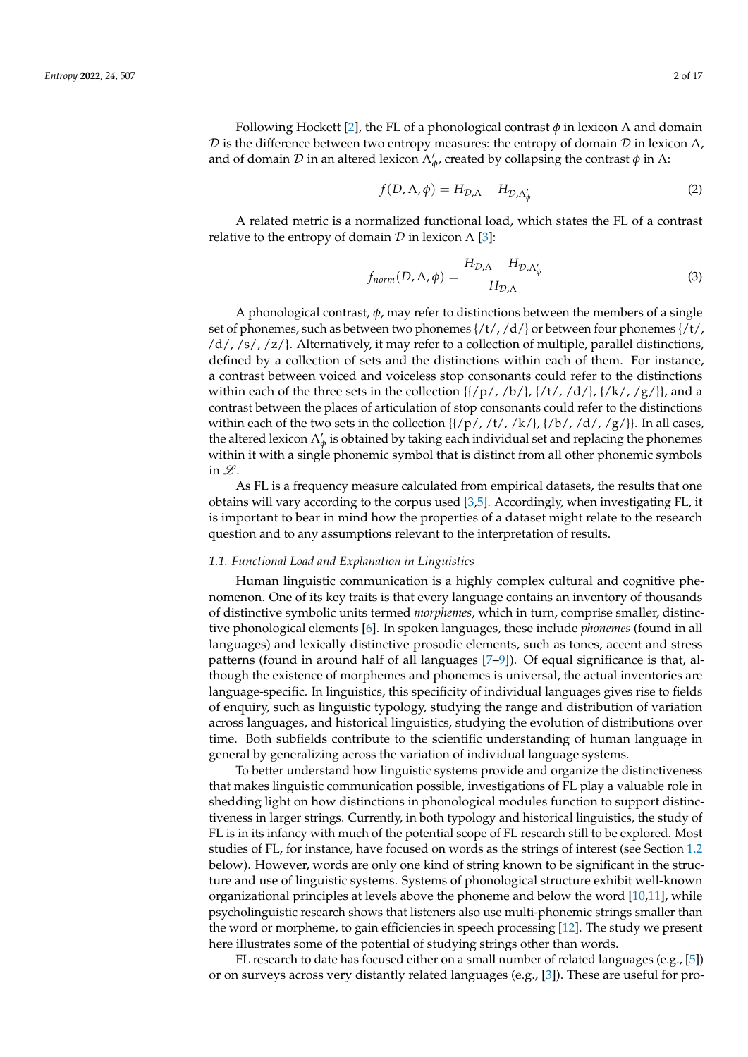Following Hockett [2], the FL of a phonological contrast $\phi$ in lexicon $\Lambda$ and domain $\mathcal{D}$ is the difference between two entropy measures: the entropy of domain $\mathcal{D}$ in lexicon $\Lambda$, and of domain $\mathcal{D}$ in an altered lexicon $\Lambda'_\phi$, created by collapsing the contrast $\phi$ in $\Lambda$:

$$f(D, \Lambda, \phi) = H_{\mathcal{D},\Lambda} - H_{\mathcal{D},\Lambda'_\phi} \tag{2}$$

A related metric is a normalized functional load, which states the FL of a contrast relative to the entropy of domain $\mathcal{D}$ in lexicon $\Lambda$ [3]:

$$f_{norm}(D, \Lambda, \phi) = \frac{H_{\mathcal{D},\Lambda} - H_{\mathcal{D},\Lambda'_\phi}}{H_{\mathcal{D},\Lambda}} \tag{3}$$

A phonological contrast, $\phi$, may refer to distinctions between the members of a single set of phonemes, such as between two phonemes {/t/, /d/} or between four phonemes {/t/, /d/, /s/, /z/}. Alternatively, it may refer to a collection of multiple, parallel distinctions, defined by a collection of sets and the distinctions within each of them. For instance, a contrast between voiced and voiceless stop consonants could refer to the distinctions within each of the three sets in the collection {{/p/, /b/}, {/t/, /d/}, {/k/, /g/}}, and a contrast between the places of articulation of stop consonants could refer to the distinctions within each of the two sets in the collection {{/p/, /t/, /k/}, {/b/, /d/, /g/}}. In all cases, the altered lexicon $\Lambda'_\phi$ is obtained by taking each individual set and replacing the phonemes within it with a single phonemic symbol that is distinct from all other phonemic symbols in $\mathscr{L}$.

As FL is a frequency measure calculated from empirical datasets, the results that one obtains will vary according to the corpus used [3,5]. Accordingly, when investigating FL, it is important to bear in mind how the properties of a dataset might relate to the research question and to any assumptions relevant to the interpretation of results.

### 1.1. Functional Load and Explanation in Linguistics

Human linguistic communication is a highly complex cultural and cognitive phenomenon. One of its key traits is that every language contains an inventory of thousands of distinctive symbolic units termed *morphemes*, which in turn, comprise smaller, distinctive phonological elements [6]. In spoken languages, these include *phonemes* (found in all languages) and lexically distinctive prosodic elements, such as tones, accent and stress patterns (found in around half of all languages [7–9]). Of equal significance is that, although the existence of morphemes and phonemes is universal, the actual inventories are language-specific. In linguistics, this specificity of individual languages gives rise to fields of enquiry, such as linguistic typology, studying the range and distribution of variation across languages, and historical linguistics, studying the evolution of distributions over time. Both subfields contribute to the scientific understanding of human language in general by generalizing across the variation of individual language systems.

To better understand how linguistic systems provide and organize the distinctiveness that makes linguistic communication possible, investigations of FL play a valuable role in shedding light on how distinctions in phonological modules function to support distinctiveness in larger strings. Currently, in both typology and historical linguistics, the study of FL is in its infancy with much of the potential scope of FL research still to be explored. Most studies of FL, for instance, have focused on words as the strings of interest (see Section 1.2 below). However, words are only one kind of string known to be significant in the structure and use of linguistic systems. Systems of phonological structure exhibit well-known organizational principles at levels above the phoneme and below the word [10,11], while psycholinguistic research shows that listeners also use multi-phonemic strings smaller than the word or morpheme, to gain efficiencies in speech processing [12]. The study we present here illustrates some of the potential of studying strings other than words.

FL research to date has focused either on a small number of related languages (e.g., [5]) or on surveys across very distantly related languages (e.g., [3]). These are useful for pro-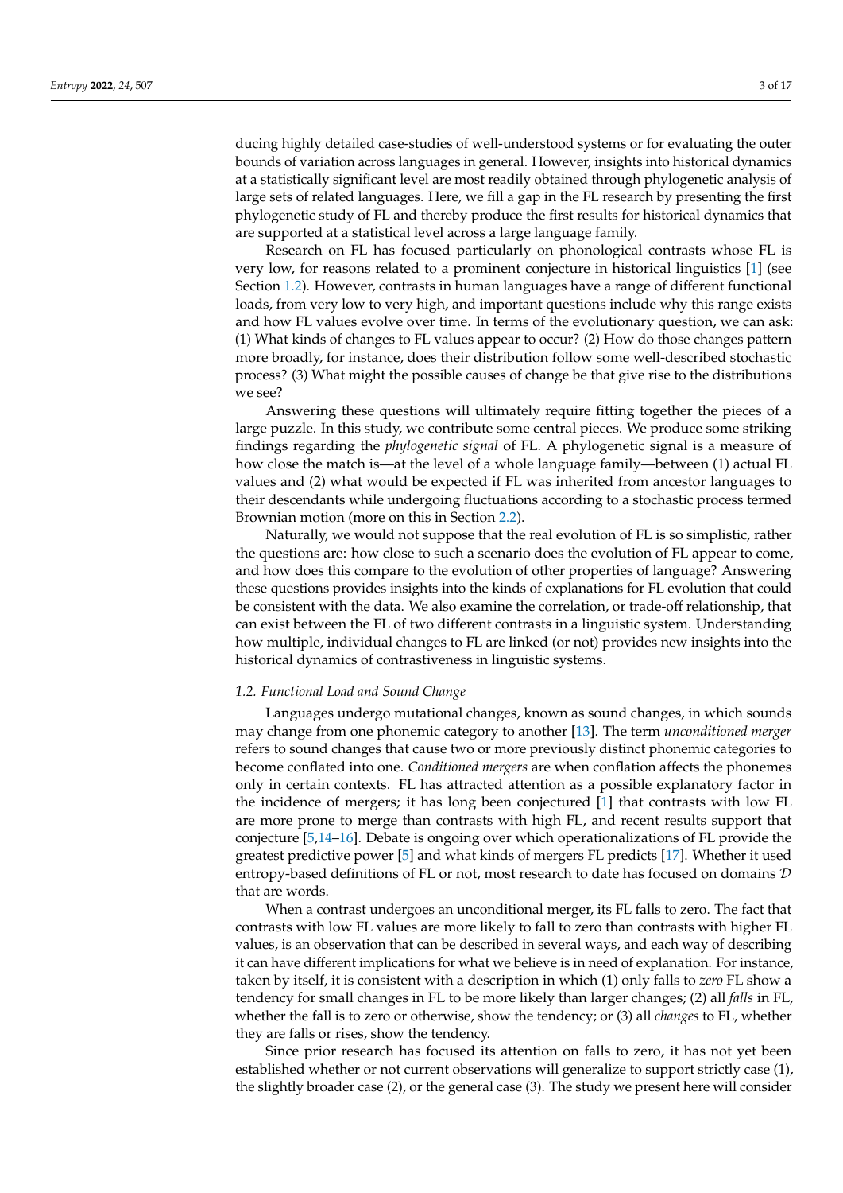ducing highly detailed case-studies of well-understood systems or for evaluating the outer bounds of variation across languages in general. However, insights into historical dynamics at a statistically significant level are most readily obtained through phylogenetic analysis of large sets of related languages. Here, we fill a gap in the FL research by presenting the first phylogenetic study of FL and thereby produce the first results for historical dynamics that are supported at a statistical level across a large language family.

Research on FL has focused particularly on phonological contrasts whose FL is very low, for reasons related to a prominent conjecture in historical linguistics [1] (see Section 1.2). However, contrasts in human languages have a range of different functional loads, from very low to very high, and important questions include why this range exists and how FL values evolve over time. In terms of the evolutionary question, we can ask: (1) What kinds of changes to FL values appear to occur? (2) How do those changes pattern more broadly, for instance, does their distribution follow some well-described stochastic process? (3) What might the possible causes of change be that give rise to the distributions we see?

Answering these questions will ultimately require fitting together the pieces of a large puzzle. In this study, we contribute some central pieces. We produce some striking findings regarding the *phylogenetic signal* of FL. A phylogenetic signal is a measure of how close the match is—at the level of a whole language family—between (1) actual FL values and (2) what would be expected if FL was inherited from ancestor languages to their descendants while undergoing fluctuations according to a stochastic process termed Brownian motion (more on this in Section 2.2).

Naturally, we would not suppose that the real evolution of FL is so simplistic, rather the questions are: how close to such a scenario does the evolution of FL appear to come, and how does this compare to the evolution of other properties of language? Answering these questions provides insights into the kinds of explanations for FL evolution that could be consistent with the data. We also examine the correlation, or trade-off relationship, that can exist between the FL of two different contrasts in a linguistic system. Understanding how multiple, individual changes to FL are linked (or not) provides new insights into the historical dynamics of contrastiveness in linguistic systems.

### *1.2. Functional Load and Sound Change*

Languages undergo mutational changes, known as sound changes, in which sounds may change from one phonemic category to another [13]. The term *unconditioned merger* refers to sound changes that cause two or more previously distinct phonemic categories to become conflated into one. *Conditioned mergers* are when conflation affects the phonemes only in certain contexts. FL has attracted attention as a possible explanatory factor in the incidence of mergers; it has long been conjectured [1] that contrasts with low FL are more prone to merge than contrasts with high FL, and recent results support that conjecture [5,14–16]. Debate is ongoing over which operationalizations of FL provide the greatest predictive power [5] and what kinds of mergers FL predicts [17]. Whether it used entropy-based definitions of FL or not, most research to date has focused on domains $\mathcal{D}$ that are words.

When a contrast undergoes an unconditional merger, its FL falls to zero. The fact that contrasts with low FL values are more likely to fall to zero than contrasts with higher FL values, is an observation that can be described in several ways, and each way of describing it can have different implications for what we believe is in need of explanation. For instance, taken by itself, it is consistent with a description in which (1) only falls to *zero* FL show a tendency for small changes in FL to be more likely than larger changes; (2) all *falls* in FL, whether the fall is to zero or otherwise, show the tendency; or (3) all *changes* to FL, whether they are falls or rises, show the tendency.

Since prior research has focused its attention on falls to zero, it has not yet been established whether or not current observations will generalize to support strictly case (1), the slightly broader case (2), or the general case (3). The study we present here will consider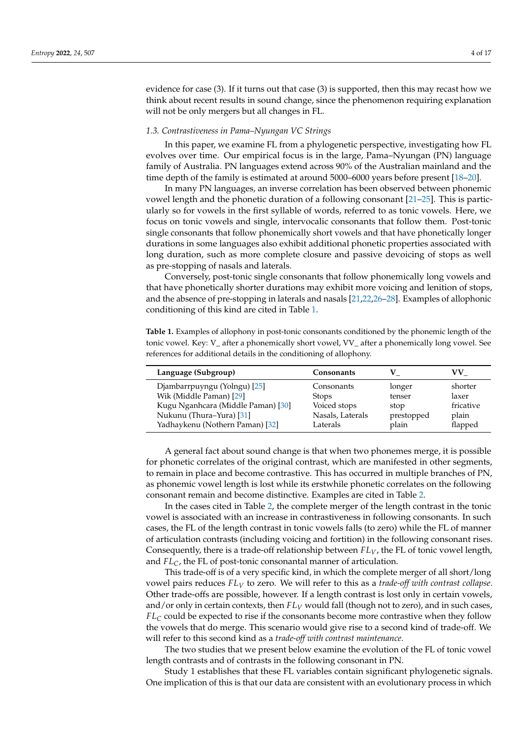evidence for case (3). If it turns out that case (3) is supported, then this may recast how we think about recent results in sound change, since the phenomenon requiring explanation will not be only mergers but all changes in FL.

### *1.3. Contrastiveness in Pama–Nyungan VC Strings*

In this paper, we examine FL from a phylogenetic perspective, investigating how FL evolves over time. Our empirical focus is in the large, Pama–Nyungan (PN) language family of Australia. PN languages extend across 90% of the Australian mainland and the time depth of the family is estimated at around 5000–6000 years before present [18–20].

In many PN languages, an inverse correlation has been observed between phonemic vowel length and the phonetic duration of a following consonant [21–25]. This is particularly so for vowels in the first syllable of words, referred to as tonic vowels. Here, we focus on tonic vowels and single, intervocalic consonants that follow them. Post-tonic single consonants that follow phonemically short vowels and that have phonetically longer durations in some languages also exhibit additional phonetic properties associated with long duration, such as more complete closure and passive devoicing of stops as well as pre-stopping of nasals and laterals.

Conversely, post-tonic single consonants that follow phonemically long vowels and that have phonetically shorter durations may exhibit more voicing and lenition of stops, and the absence of pre-stopping in laterals and nasals [21,22,26–28]. Examples of allophonic conditioning of this kind are cited in Table 1.

**Table 1.** Examples of allophony in post-tonic consonants conditioned by the phonemic length of the tonic vowel. Key: V_ after a phonemically short vowel, VV_ after a phonemically long vowel. See references for additional details in the conditioning of allophony.

| Language (Subgroup) | Consonants | V_ | VV_ |
|---|---|---|---|
| Djambarrpuyngu (Yolngu) [25] | Consonants | longer | shorter |
| Wik (Middle Paman) [29] | Stops | tenser | laxer |
| Kugu Nganhcara (Middle Paman) [30] | Voiced stops | stop | fricative |
| Nukunu (Thura–Yura) [31] | Nasals, Laterals | prestopped | plain |
| Yadhaykenu (Nothern Paman) [32] | Laterals | plain | flapped |

A general fact about sound change is that when two phonemes merge, it is possible for phonetic correlates of the original contrast, which are manifested in other segments, to remain in place and become contrastive. This has occurred in multiple branches of PN, as phonemic vowel length is lost while its erstwhile phonetic correlates on the following consonant remain and become distinctive. Examples are cited in Table 2.

In the cases cited in Table 2, the complete merger of the length contrast in the tonic vowel is associated with an increase in contrastiveness in following consonants. In such cases, the FL of the length contrast in tonic vowels falls (to zero) while the FL of manner of articulation contrasts (including voicing and fortition) in the following consonant rises. Consequently, there is a trade-off relationship between $FL_V$, the FL of tonic vowel length, and $FL_C$, the FL of post-tonic consonantal manner of articulation.

This trade-off is of a very specific kind, in which the complete merger of all short/long vowel pairs reduces $FL_V$ to zero. We will refer to this as a *trade-off with contrast collapse*. Other trade-offs are possible, however. If a length contrast is lost only in certain vowels, and/or only in certain contexts, then $FL_V$ would fall (though not to zero), and in such cases, $FL_C$ could be expected to rise if the consonants become more contrastive when they follow the vowels that do merge. This scenario would give rise to a second kind of trade-off. We will refer to this second kind as a *trade-off with contrast maintenance*.

The two studies that we present below examine the evolution of the FL of tonic vowel length contrasts and of contrasts in the following consonant in PN.

Study 1 establishes that these FL variables contain significant phylogenetic signals. One implication of this is that our data are consistent with an evolutionary process in which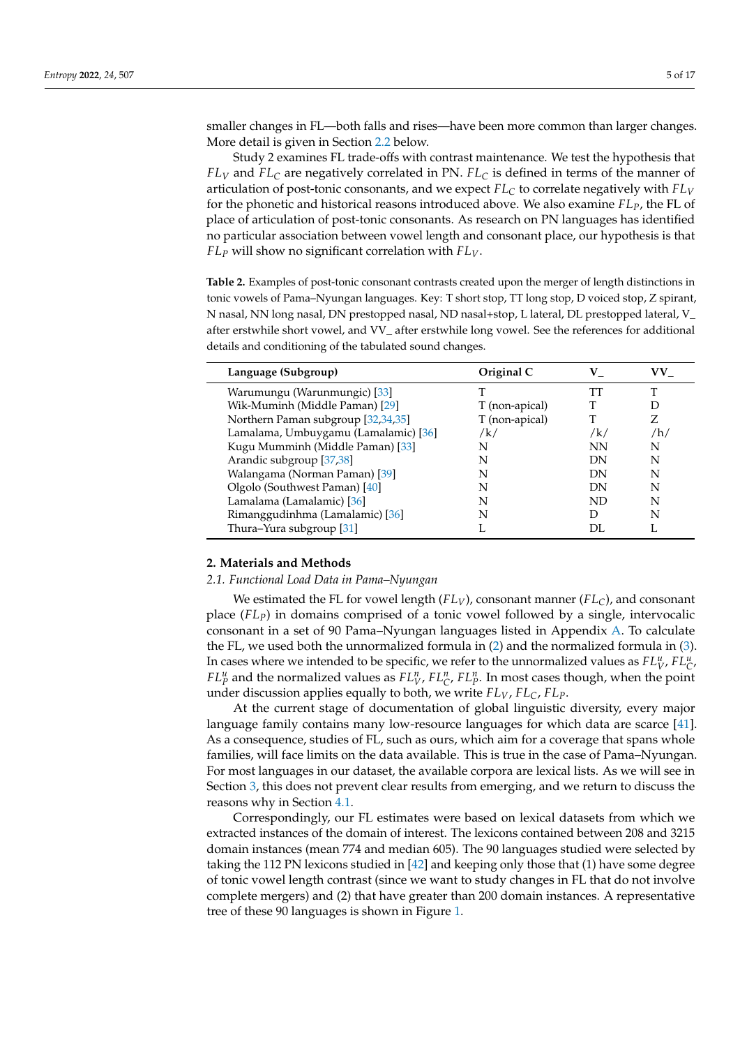smaller changes in FL—both falls and rises—have been more common than larger changes. More detail is given in Section 2.2 below.

Study 2 examines FL trade-offs with contrast maintenance. We test the hypothesis that $FL_V$ and $FL_C$ are negatively correlated in PN. $FL_C$ is defined in terms of the manner of articulation of post-tonic consonants, and we expect $FL_C$ to correlate negatively with $FL_V$ for the phonetic and historical reasons introduced above. We also examine $FL_P$, the FL of place of articulation of post-tonic consonants. As research on PN languages has identified no particular association between vowel length and consonant place, our hypothesis is that $FL_P$ will show no significant correlation with $FL_V$.

**Table 2.** Examples of post-tonic consonant contrasts created upon the merger of length distinctions in tonic vowels of Pama–Nyungan languages. Key: T short stop, TT long stop, D voiced stop, Z spirant, N nasal, NN long nasal, DN prestopped nasal, ND nasal+stop, L lateral, DL prestopped lateral, V_ after erstwhile short vowel, and VV_ after erstwhile long vowel. See the references for additional details and conditioning of the tabulated sound changes.

| Language (Subgroup) | Original C | V_ | VV_ |
|---|---|---|---|
| Warumungu (Warunmungic) [33] | T | TT | T |
| Wik-Muminh (Middle Paman) [29] | T (non-apical) | T | D |
| Northern Paman subgroup [32,34,35] | T (non-apical) | T | Z |
| Lamalama, Umbuygamu (Lamalamic) [36] | /k/ | /k/ | /h/ |
| Kugu Mumminh (Middle Paman) [33] | N | NN | N |
| Arandic subgroup [37,38] | N | DN | N |
| Walangama (Norman Paman) [39] | N | DN | N |
| Olgolo (Southwest Paman) [40] | N | DN | N |
| Lamalama (Lamalamic) [36] | N | ND | N |
| Rimanggudinhma (Lamalamic) [36] | N | D | N |
| Thura–Yura subgroup [31] | L | DL | L |

## 2. Materials and Methods

### 2.1. Functional Load Data in Pama–Nyungan

We estimated the FL for vowel length ($FL_V$), consonant manner ($FL_C$), and consonant place ($FL_P$) in domains comprised of a tonic vowel followed by a single, intervocalic consonant in a set of 90 Pama–Nyungan languages listed in Appendix A. To calculate the FL, we used both the unnormalized formula in (2) and the normalized formula in (3). In cases where we intended to be specific, we refer to the unnormalized values as $FL_V^u$, $FL_C^u$, $FL_P^u$ and the normalized values as $FL_V^n$, $FL_C^n$, $FL_P^n$. In most cases though, when the point under discussion applies equally to both, we write $FL_V$, $FL_C$, $FL_P$.

At the current stage of documentation of global linguistic diversity, every major language family contains many low-resource languages for which data are scarce [41]. As a consequence, studies of FL, such as ours, which aim for a coverage that spans whole families, will face limits on the data available. This is true in the case of Pama–Nyungan. For most languages in our dataset, the available corpora are lexical lists. As we will see in Section 3, this does not prevent clear results from emerging, and we return to discuss the reasons why in Section 4.1.

Correspondingly, our FL estimates were based on lexical datasets from which we extracted instances of the domain of interest. The lexicons contained between 208 and 3215 domain instances (mean 774 and median 605). The 90 languages studied were selected by taking the 112 PN lexicons studied in [42] and keeping only those that (1) have some degree of tonic vowel length contrast (since we want to study changes in FL that do not involve complete mergers) and (2) that have greater than 200 domain instances. A representative tree of these 90 languages is shown in Figure 1.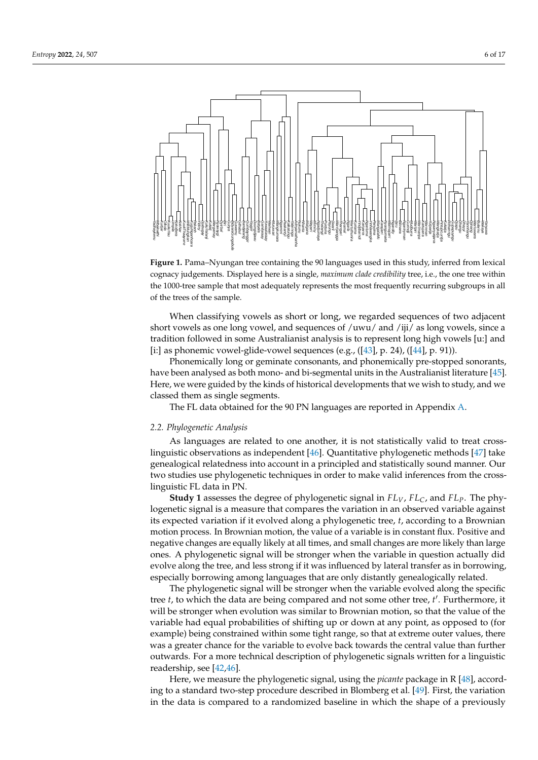**Figure 1.** Pama–Nyungan tree containing the 90 languages used in this study, inferred from lexical cognacy judgements. Displayed here is a single, *maximum clade credibility* tree, i.e., the one tree within the 1000-tree sample that most adequately represents the most frequently recurring subgroups in all of the trees of the sample.

When classifying vowels as short or long, we regarded sequences of two adjacent short vowels as one long vowel, and sequences of /uwu/ and /iji/ as long vowels, since a tradition followed in some Australianist analysis is to represent long high vowels [u:] and [i:] as phonemic vowel-glide-vowel sequences (e.g., ([43], p. 24), ([44], p. 91)).

Phonemically long or geminate consonants, and phonemically pre-stopped sonorants, have been analysed as both mono- and bi-segmental units in the Australianist literature [45]. Here, we were guided by the kinds of historical developments that we wish to study, and we classed them as single segments.

The FL data obtained for the 90 PN languages are reported in Appendix A.

### 2.2. Phylogenetic Analysis

As languages are related to one another, it is not statistically valid to treat cross-linguistic observations as independent [46]. Quantitative phylogenetic methods [47] take genealogical relatedness into account in a principled and statistically sound manner. Our two studies use phylogenetic techniques in order to make valid inferences from the cross-linguistic FL data in PN.

**Study 1** assesses the degree of phylogenetic signal in $FL_V$, $FL_C$, and $FL_P$. The phylogenetic signal is a measure that compares the variation in an observed variable against its expected variation if it evolved along a phylogenetic tree, $t$, according to a Brownian motion process. In Brownian motion, the value of a variable is in constant flux. Positive and negative changes are equally likely at all times, and small changes are more likely than large ones. A phylogenetic signal will be stronger when the variable in question actually did evolve along the tree, and less strong if it was influenced by lateral transfer as in borrowing, especially borrowing among languages that are only distantly genealogically related.

The phylogenetic signal will be stronger when the variable evolved along the specific tree $t$, to which the data are being compared and not some other tree, $t'$. Furthermore, it will be stronger when evolution was similar to Brownian motion, so that the value of the variable had equal probabilities of shifting up or down at any point, as opposed to (for example) being constrained within some tight range, so that at extreme outer values, there was a greater chance for the variable to evolve back towards the central value than further outwards. For a more technical description of phylogenetic signals written for a linguistic readership, see [42,46].

Here, we measure the phylogenetic signal, using the *picante* package in R [48], according to a standard two-step procedure described in Blomberg et al. [49]. First, the variation in the data is compared to a randomized baseline in which the shape of a previously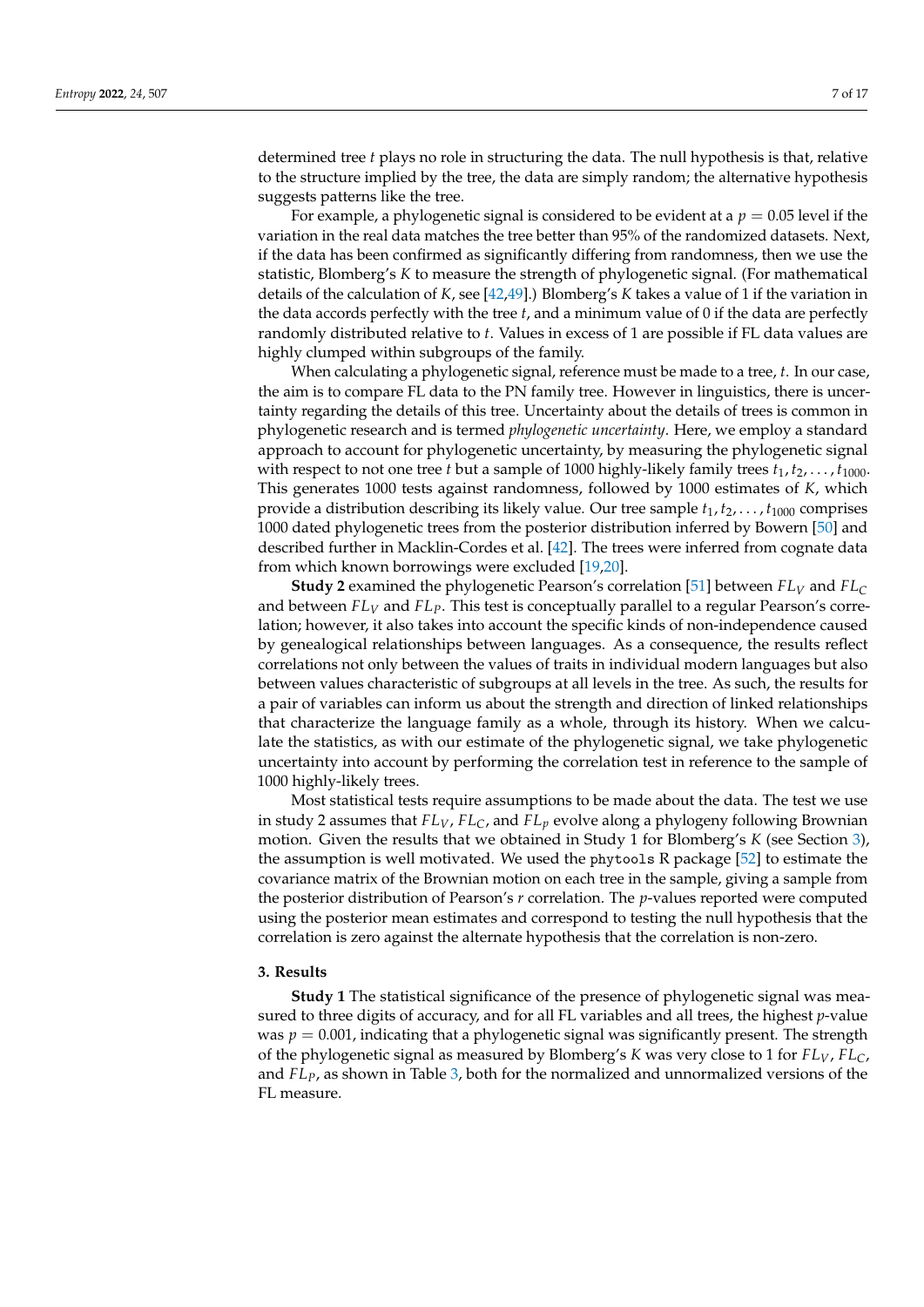determined tree $t$ plays no role in structuring the data. The null hypothesis is that, relative to the structure implied by the tree, the data are simply random; the alternative hypothesis suggests patterns like the tree.

For example, a phylogenetic signal is considered to be evident at a $p = 0.05$ level if the variation in the real data matches the tree better than 95% of the randomized datasets. Next, if the data has been confirmed as significantly differing from randomness, then we use the statistic, Blomberg's $K$ to measure the strength of phylogenetic signal. (For mathematical details of the calculation of $K$, see [42,49].) Blomberg's $K$ takes a value of 1 if the variation in the data accords perfectly with the tree $t$, and a minimum value of 0 if the data are perfectly randomly distributed relative to $t$. Values in excess of 1 are possible if FL data values are highly clumped within subgroups of the family.

When calculating a phylogenetic signal, reference must be made to a tree, $t$. In our case, the aim is to compare FL data to the PN family tree. However in linguistics, there is uncertainty regarding the details of this tree. Uncertainty about the details of trees is common in phylogenetic research and is termed *phylogenetic uncertainty*. Here, we employ a standard approach to account for phylogenetic uncertainty, by measuring the phylogenetic signal with respect to not one tree $t$ but a sample of 1000 highly-likely family trees $t_1, t_2, \ldots, t_{1000}$. This generates 1000 tests against randomness, followed by 1000 estimates of $K$, which provide a distribution describing its likely value. Our tree sample $t_1, t_2, \ldots, t_{1000}$ comprises 1000 dated phylogenetic trees from the posterior distribution inferred by Bowern [50] and described further in Macklin-Cordes et al. [42]. The trees were inferred from cognate data from which known borrowings were excluded [19,20].

**Study 2** examined the phylogenetic Pearson's correlation [51] between $FL_V$ and $FL_C$ and between $FL_V$ and $FL_P$. This test is conceptually parallel to a regular Pearson's correlation; however, it also takes into account the specific kinds of non-independence caused by genealogical relationships between languages. As a consequence, the results reflect correlations not only between the values of traits in individual modern languages but also between values characteristic of subgroups at all levels in the tree. As such, the results for a pair of variables can inform us about the strength and direction of linked relationships that characterize the language family as a whole, through its history. When we calculate the statistics, as with our estimate of the phylogenetic signal, we take phylogenetic uncertainty into account by performing the correlation test in reference to the sample of 1000 highly-likely trees.

Most statistical tests require assumptions to be made about the data. The test we use in study 2 assumes that $FL_V$, $FL_C$, and $FL_p$ evolve along a phylogeny following Brownian motion. Given the results that we obtained in Study 1 for Blomberg's $K$ (see Section 3), the assumption is well motivated. We used the `phytools` R package [52] to estimate the covariance matrix of the Brownian motion on each tree in the sample, giving a sample from the posterior distribution of Pearson's $r$ correlation. The $p$-values reported were computed using the posterior mean estimates and correspond to testing the null hypothesis that the correlation is zero against the alternate hypothesis that the correlation is non-zero.

## 3. Results

**Study 1** The statistical significance of the presence of phylogenetic signal was measured to three digits of accuracy, and for all FL variables and all trees, the highest $p$-value was $p = 0.001$, indicating that a phylogenetic signal was significantly present. The strength of the phylogenetic signal as measured by Blomberg's $K$ was very close to 1 for $FL_V$, $FL_C$, and $FL_P$, as shown in Table 3, both for the normalized and unnormalized versions of the FL measure.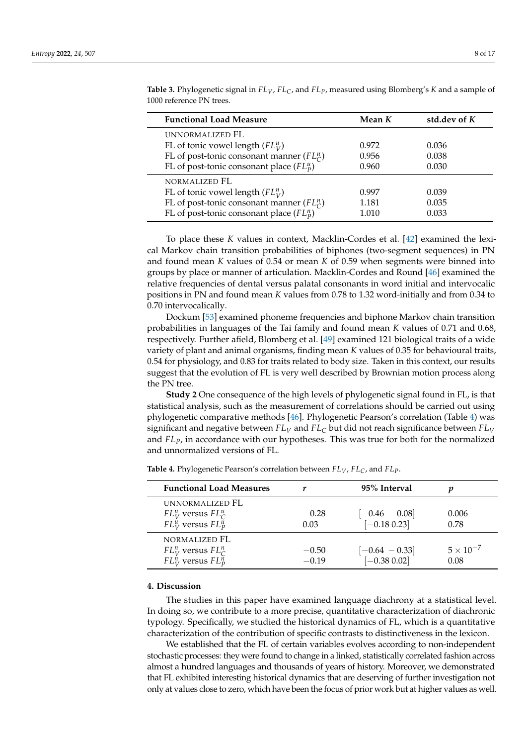**Table 3.** Phylogenetic signal in $FL_V$, $FL_C$, and $FL_P$, measured using Blomberg's $K$ and a sample of 1000 reference PN trees.

| Functional Load Measure | Mean $K$ | std.dev of $K$ |
|---|---|---|
| UNNORMALIZED FL | | |
| FL of tonic vowel length ($FL^u_V$) | 0.972 | 0.036 |
| FL of post-tonic consonant manner ($FL^u_C$) | 0.956 | 0.038 |
| FL of post-tonic consonant place ($FL^u_P$) | 0.960 | 0.030 |
| NORMALIZED FL | | |
| FL of tonic vowel length ($FL^n_V$) | 0.997 | 0.039 |
| FL of post-tonic consonant manner ($FL^n_C$) | 1.181 | 0.035 |
| FL of post-tonic consonant place ($FL^n_P$) | 1.010 | 0.033 |

To place these $K$ values in context, Macklin-Cordes et al. [42] examined the lexical Markov chain transition probabilities of biphones (two-segment sequences) in PN and found mean $K$ values of 0.54 or mean $K$ of 0.59 when segments were binned into groups by place or manner of articulation. Macklin-Cordes and Round [46] examined the relative frequencies of dental versus palatal consonants in word initial and intervocalic positions in PN and found mean $K$ values from 0.78 to 1.32 word-initially and from 0.34 to 0.70 intervocalically.

Dockum [53] examined phoneme frequencies and biphone Markov chain transition probabilities in languages of the Tai family and found mean $K$ values of 0.71 and 0.68, respectively. Further afield, Blomberg et al. [49] examined 121 biological traits of a wide variety of plant and animal organisms, finding mean $K$ values of 0.35 for behavioural traits, 0.54 for physiology, and 0.83 for traits related to body size. Taken in this context, our results suggest that the evolution of FL is very well described by Brownian motion process along the PN tree.

**Study 2** One consequence of the high levels of phylogenetic signal found in FL, is that statistical analysis, such as the measurement of correlations should be carried out using phylogenetic comparative methods [46]. Phylogenetic Pearson's correlation (Table 4) was significant and negative between $FL_V$ and $FL_C$ but did not reach significance between $FL_V$ and $FL_P$, in accordance with our hypotheses. This was true for both for the normalized and unnormalized versions of FL.

**Table 4.** Phylogenetic Pearson's correlation between $FL_V$, $FL_C$, and $FL_P$.

| Functional Load Measures | $r$ | 95% Interval | $p$ |
|---|---|---|---|
| UNNORMALIZED FL | | | |
| $FL^u_V$ versus $FL^u_C$ | −0.28 | [−0.46 −0.08] | 0.006 |
| $FL^u_V$ versus $FL^u_P$ | 0.03 | [−0.18 0.23] | 0.78 |
| NORMALIZED FL | | | |
| $FL^n_V$ versus $FL^n_C$ | −0.50 | [−0.64 −0.33] | $5 \times 10^{-7}$ |
| $FL^n_V$ versus $FL^n_P$ | −0.19 | [−0.38 0.02] | 0.08 |

## 4. Discussion

The studies in this paper have examined language diachrony at a statistical level. In doing so, we contribute to a more precise, quantitative characterization of diachronic typology. Specifically, we studied the historical dynamics of FL, which is a quantitative characterization of the contribution of specific contrasts to distinctiveness in the lexicon.

We established that the FL of certain variables evolves according to non-independent stochastic processes: they were found to change in a linked, statistically correlated fashion across almost a hundred languages and thousands of years of history. Moreover, we demonstrated that FL exhibited interesting historical dynamics that are deserving of further investigation not only at values close to zero, which have been the focus of prior work but at higher values as well.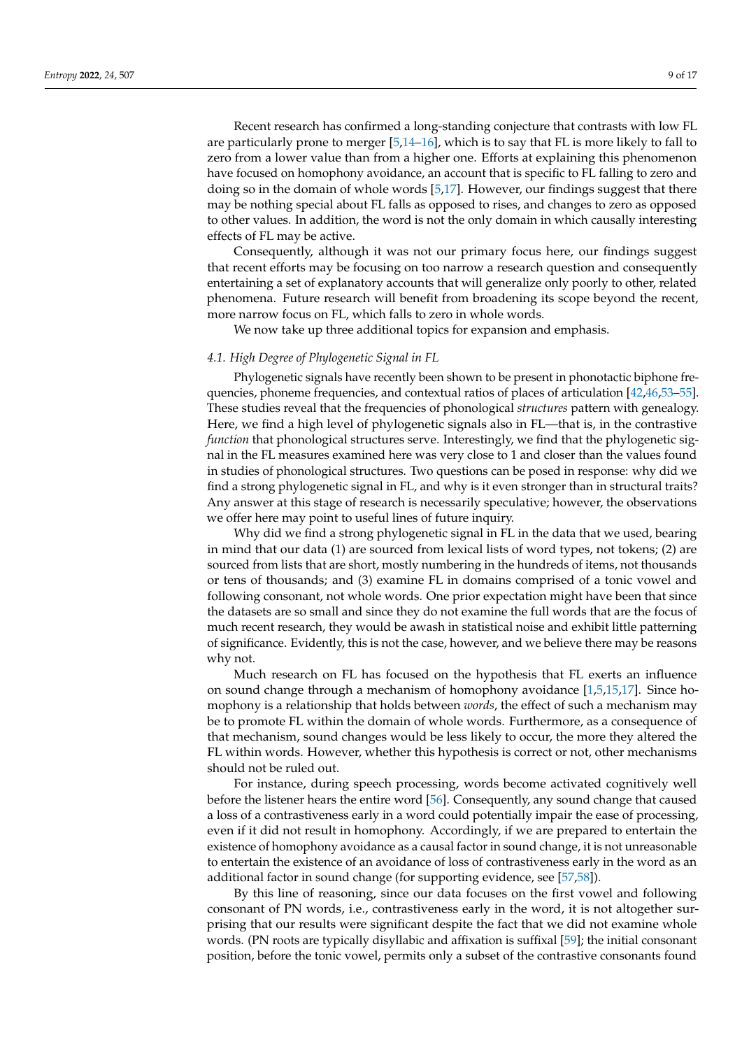Recent research has confirmed a long-standing conjecture that contrasts with low FL are particularly prone to merger [5,14–16], which is to say that FL is more likely to fall to zero from a lower value than from a higher one. Efforts at explaining this phenomenon have focused on homophony avoidance, an account that is specific to FL falling to zero and doing so in the domain of whole words [5,17]. However, our findings suggest that there may be nothing special about FL falls as opposed to rises, and changes to zero as opposed to other values. In addition, the word is not the only domain in which causally interesting effects of FL may be active.

Consequently, although it was not our primary focus here, our findings suggest that recent efforts may be focusing on too narrow a research question and consequently entertaining a set of explanatory accounts that will generalize only poorly to other, related phenomena. Future research will benefit from broadening its scope beyond the recent, more narrow focus on FL, which falls to zero in whole words.

We now take up three additional topics for expansion and emphasis.

### 4.1. High Degree of Phylogenetic Signal in FL

Phylogenetic signals have recently been shown to be present in phonotactic biphone frequencies, phoneme frequencies, and contextual ratios of places of articulation [42,46,53–55]. These studies reveal that the frequencies of phonological *structures* pattern with genealogy. Here, we find a high level of phylogenetic signals also in FL—that is, in the contrastive *function* that phonological structures serve. Interestingly, we find that the phylogenetic signal in the FL measures examined here was very close to 1 and closer than the values found in studies of phonological structures. Two questions can be posed in response: why did we find a strong phylogenetic signal in FL, and why is it even stronger than in structural traits? Any answer at this stage of research is necessarily speculative; however, the observations we offer here may point to useful lines of future inquiry.

Why did we find a strong phylogenetic signal in FL in the data that we used, bearing in mind that our data (1) are sourced from lexical lists of word types, not tokens; (2) are sourced from lists that are short, mostly numbering in the hundreds of items, not thousands or tens of thousands; and (3) examine FL in domains comprised of a tonic vowel and following consonant, not whole words. One prior expectation might have been that since the datasets are so small and since they do not examine the full words that are the focus of much recent research, they would be awash in statistical noise and exhibit little patterning of significance. Evidently, this is not the case, however, and we believe there may be reasons why not.

Much research on FL has focused on the hypothesis that FL exerts an influence on sound change through a mechanism of homophony avoidance [1,5,15,17]. Since homophony is a relationship that holds between *words*, the effect of such a mechanism may be to promote FL within the domain of whole words. Furthermore, as a consequence of that mechanism, sound changes would be less likely to occur, the more they altered the FL within words. However, whether this hypothesis is correct or not, other mechanisms should not be ruled out.

For instance, during speech processing, words become activated cognitively well before the listener hears the entire word [56]. Consequently, any sound change that caused a loss of a contrastiveness early in a word could potentially impair the ease of processing, even if it did not result in homophony. Accordingly, if we are prepared to entertain the existence of homophony avoidance as a causal factor in sound change, it is not unreasonable to entertain the existence of an avoidance of loss of contrastiveness early in the word as an additional factor in sound change (for supporting evidence, see [57,58]).

By this line of reasoning, since our data focuses on the first vowel and following consonant of PN words, i.e., contrastiveness early in the word, it is not altogether surprising that our results were significant despite the fact that we did not examine whole words. (PN roots are typically disyllabic and affixation is suffixal [59]; the initial consonant position, before the tonic vowel, permits only a subset of the contrastive consonants found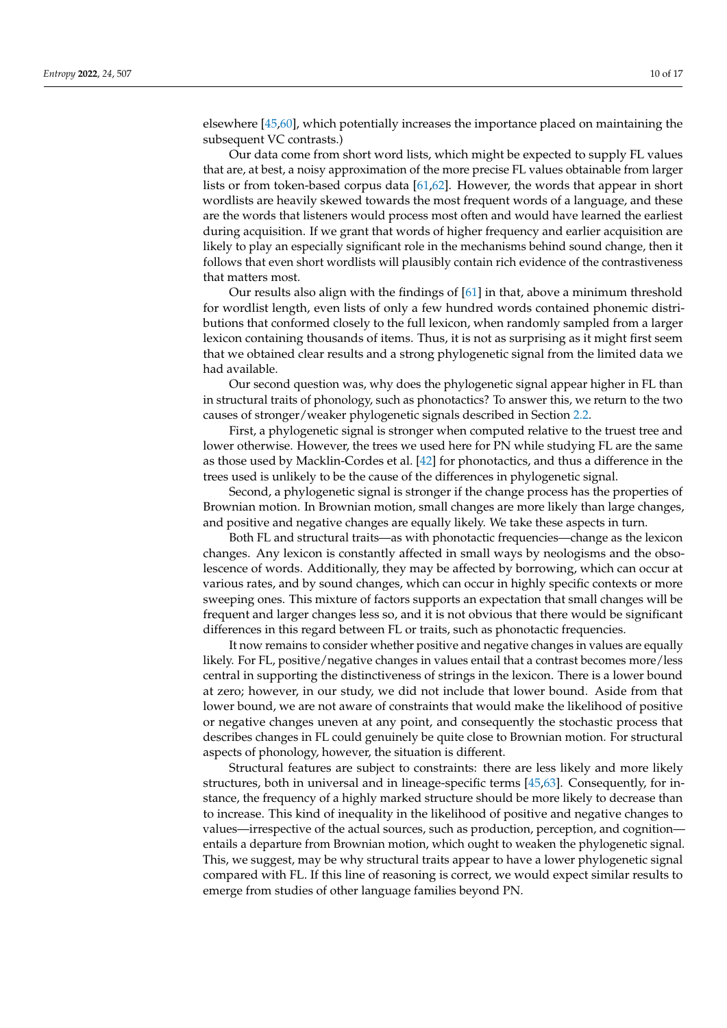elsewhere [45,60], which potentially increases the importance placed on maintaining the subsequent VC contrasts.)

Our data come from short word lists, which might be expected to supply FL values that are, at best, a noisy approximation of the more precise FL values obtainable from larger lists or from token-based corpus data [61,62]. However, the words that appear in short wordlists are heavily skewed towards the most frequent words of a language, and these are the words that listeners would process most often and would have learned the earliest during acquisition. If we grant that words of higher frequency and earlier acquisition are likely to play an especially significant role in the mechanisms behind sound change, then it follows that even short wordlists will plausibly contain rich evidence of the contrastiveness that matters most.

Our results also align with the findings of [61] in that, above a minimum threshold for wordlist length, even lists of only a few hundred words contained phonemic distributions that conformed closely to the full lexicon, when randomly sampled from a larger lexicon containing thousands of items. Thus, it is not as surprising as it might first seem that we obtained clear results and a strong phylogenetic signal from the limited data we had available.

Our second question was, why does the phylogenetic signal appear higher in FL than in structural traits of phonology, such as phonotactics? To answer this, we return to the two causes of stronger/weaker phylogenetic signals described in Section 2.2.

First, a phylogenetic signal is stronger when computed relative to the truest tree and lower otherwise. However, the trees we used here for PN while studying FL are the same as those used by Macklin-Cordes et al. [42] for phonotactics, and thus a difference in the trees used is unlikely to be the cause of the differences in phylogenetic signal.

Second, a phylogenetic signal is stronger if the change process has the properties of Brownian motion. In Brownian motion, small changes are more likely than large changes, and positive and negative changes are equally likely. We take these aspects in turn.

Both FL and structural traits—as with phonotactic frequencies—change as the lexicon changes. Any lexicon is constantly affected in small ways by neologisms and the obsolescence of words. Additionally, they may be affected by borrowing, which can occur at various rates, and by sound changes, which can occur in highly specific contexts or more sweeping ones. This mixture of factors supports an expectation that small changes will be frequent and larger changes less so, and it is not obvious that there would be significant differences in this regard between FL or traits, such as phonotactic frequencies.

It now remains to consider whether positive and negative changes in values are equally likely. For FL, positive/negative changes in values entail that a contrast becomes more/less central in supporting the distinctiveness of strings in the lexicon. There is a lower bound at zero; however, in our study, we did not include that lower bound. Aside from that lower bound, we are not aware of constraints that would make the likelihood of positive or negative changes uneven at any point, and consequently the stochastic process that describes changes in FL could genuinely be quite close to Brownian motion. For structural aspects of phonology, however, the situation is different.

Structural features are subject to constraints: there are less likely and more likely structures, both in universal and in lineage-specific terms [45,63]. Consequently, for instance, the frequency of a highly marked structure should be more likely to decrease than to increase. This kind of inequality in the likelihood of positive and negative changes to values—irrespective of the actual sources, such as production, perception, and cognition—entails a departure from Brownian motion, which ought to weaken the phylogenetic signal. This, we suggest, may be why structural traits appear to have a lower phylogenetic signal compared with FL. If this line of reasoning is correct, we would expect similar results to emerge from studies of other language families beyond PN.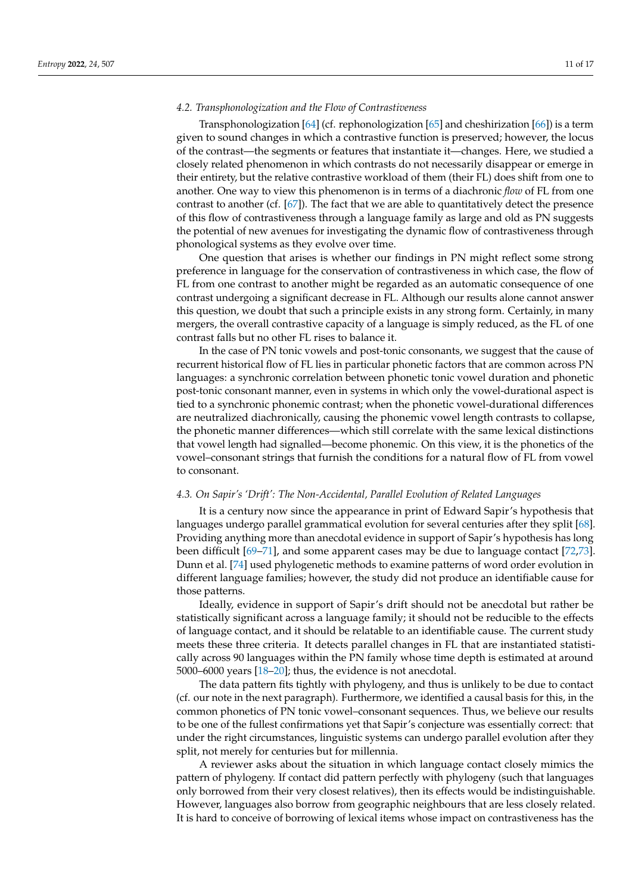### 4.2. Transphonologization and the Flow of Contrastiveness

Transphonologization [64] (cf. rephonologization [65] and cheshirization [66]) is a term given to sound changes in which a contrastive function is preserved; however, the locus of the contrast—the segments or features that instantiate it—changes. Here, we studied a closely related phenomenon in which contrasts do not necessarily disappear or emerge in their entirety, but the relative contrastive workload of them (their FL) does shift from one to another. One way to view this phenomenon is in terms of a diachronic *flow* of FL from one contrast to another (cf. [67]). The fact that we are able to quantitatively detect the presence of this flow of contrastiveness through a language family as large and old as PN suggests the potential of new avenues for investigating the dynamic flow of contrastiveness through phonological systems as they evolve over time.

One question that arises is whether our findings in PN might reflect some strong preference in language for the conservation of contrastiveness in which case, the flow of FL from one contrast to another might be regarded as an automatic consequence of one contrast undergoing a significant decrease in FL. Although our results alone cannot answer this question, we doubt that such a principle exists in any strong form. Certainly, in many mergers, the overall contrastive capacity of a language is simply reduced, as the FL of one contrast falls but no other FL rises to balance it.

In the case of PN tonic vowels and post-tonic consonants, we suggest that the cause of recurrent historical flow of FL lies in particular phonetic factors that are common across PN languages: a synchronic correlation between phonetic tonic vowel duration and phonetic post-tonic consonant manner, even in systems in which only the vowel-durational aspect is tied to a synchronic phonemic contrast; when the phonetic vowel-durational differences are neutralized diachronically, causing the phonemic vowel length contrasts to collapse, the phonetic manner differences—which still correlate with the same lexical distinctions that vowel length had signalled—become phonemic. On this view, it is the phonetics of the vowel–consonant strings that furnish the conditions for a natural flow of FL from vowel to consonant.

### 4.3. On Sapir's 'Drift': The Non-Accidental, Parallel Evolution of Related Languages

It is a century now since the appearance in print of Edward Sapir's hypothesis that languages undergo parallel grammatical evolution for several centuries after they split [68]. Providing anything more than anecdotal evidence in support of Sapir's hypothesis has long been difficult [69–71], and some apparent cases may be due to language contact [72,73]. Dunn et al. [74] used phylogenetic methods to examine patterns of word order evolution in different language families; however, the study did not produce an identifiable cause for those patterns.

Ideally, evidence in support of Sapir's drift should not be anecdotal but rather be statistically significant across a language family; it should not be reducible to the effects of language contact, and it should be relatable to an identifiable cause. The current study meets these three criteria. It detects parallel changes in FL that are instantiated statistically across 90 languages within the PN family whose time depth is estimated at around 5000–6000 years [18–20]; thus, the evidence is not anecdotal.

The data pattern fits tightly with phylogeny, and thus is unlikely to be due to contact (cf. our note in the next paragraph). Furthermore, we identified a causal basis for this, in the common phonetics of PN tonic vowel–consonant sequences. Thus, we believe our results to be one of the fullest confirmations yet that Sapir's conjecture was essentially correct: that under the right circumstances, linguistic systems can undergo parallel evolution after they split, not merely for centuries but for millennia.

A reviewer asks about the situation in which language contact closely mimics the pattern of phylogeny. If contact did pattern perfectly with phylogeny (such that languages only borrowed from their very closest relatives), then its effects would be indistinguishable. However, languages also borrow from geographic neighbours that are less closely related. It is hard to conceive of borrowing of lexical items whose impact on contrastiveness has the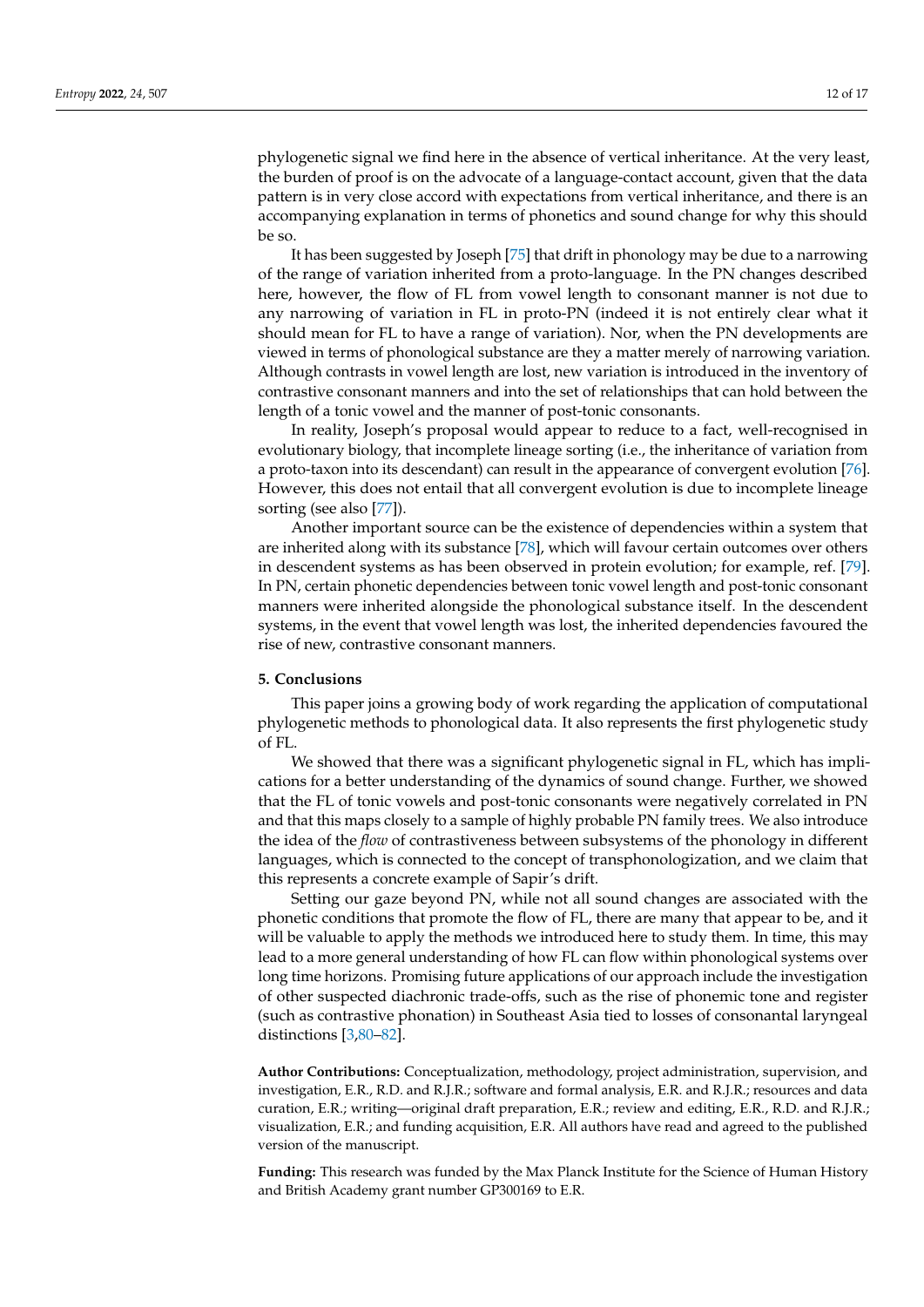phylogenetic signal we find here in the absence of vertical inheritance. At the very least, the burden of proof is on the advocate of a language-contact account, given that the data pattern is in very close accord with expectations from vertical inheritance, and there is an accompanying explanation in terms of phonetics and sound change for why this should be so.

It has been suggested by Joseph [75] that drift in phonology may be due to a narrowing of the range of variation inherited from a proto-language. In the PN changes described here, however, the flow of FL from vowel length to consonant manner is not due to any narrowing of variation in FL in proto-PN (indeed it is not entirely clear what it should mean for FL to have a range of variation). Nor, when the PN developments are viewed in terms of phonological substance are they a matter merely of narrowing variation. Although contrasts in vowel length are lost, new variation is introduced in the inventory of contrastive consonant manners and into the set of relationships that can hold between the length of a tonic vowel and the manner of post-tonic consonants.

In reality, Joseph's proposal would appear to reduce to a fact, well-recognised in evolutionary biology, that incomplete lineage sorting (i.e., the inheritance of variation from a proto-taxon into its descendant) can result in the appearance of convergent evolution [76]. However, this does not entail that all convergent evolution is due to incomplete lineage sorting (see also [77]).

Another important source can be the existence of dependencies within a system that are inherited along with its substance [78], which will favour certain outcomes over others in descendent systems as has been observed in protein evolution; for example, ref. [79]. In PN, certain phonetic dependencies between tonic vowel length and post-tonic consonant manners were inherited alongside the phonological substance itself. In the descendent systems, in the event that vowel length was lost, the inherited dependencies favoured the rise of new, contrastive consonant manners.

## 5. Conclusions

This paper joins a growing body of work regarding the application of computational phylogenetic methods to phonological data. It also represents the first phylogenetic study of FL.

We showed that there was a significant phylogenetic signal in FL, which has implications for a better understanding of the dynamics of sound change. Further, we showed that the FL of tonic vowels and post-tonic consonants were negatively correlated in PN and that this maps closely to a sample of highly probable PN family trees. We also introduce the idea of the *flow* of contrastiveness between subsystems of the phonology in different languages, which is connected to the concept of transphonologization, and we claim that this represents a concrete example of Sapir's drift.

Setting our gaze beyond PN, while not all sound changes are associated with the phonetic conditions that promote the flow of FL, there are many that appear to be, and it will be valuable to apply the methods we introduced here to study them. In time, this may lead to a more general understanding of how FL can flow within phonological systems over long time horizons. Promising future applications of our approach include the investigation of other suspected diachronic trade-offs, such as the rise of phonemic tone and register (such as contrastive phonation) in Southeast Asia tied to losses of consonantal laryngeal distinctions [3,80–82].

**Author Contributions:** Conceptualization, methodology, project administration, supervision, and investigation, E.R., R.D. and R.J.R.; software and formal analysis, E.R. and R.J.R.; resources and data curation, E.R.; writing—original draft preparation, E.R.; review and editing, E.R., R.D. and R.J.R.; visualization, E.R.; and funding acquisition, E.R. All authors have read and agreed to the published version of the manuscript.

**Funding:** This research was funded by the Max Planck Institute for the Science of Human History and British Academy grant number GP300169 to E.R.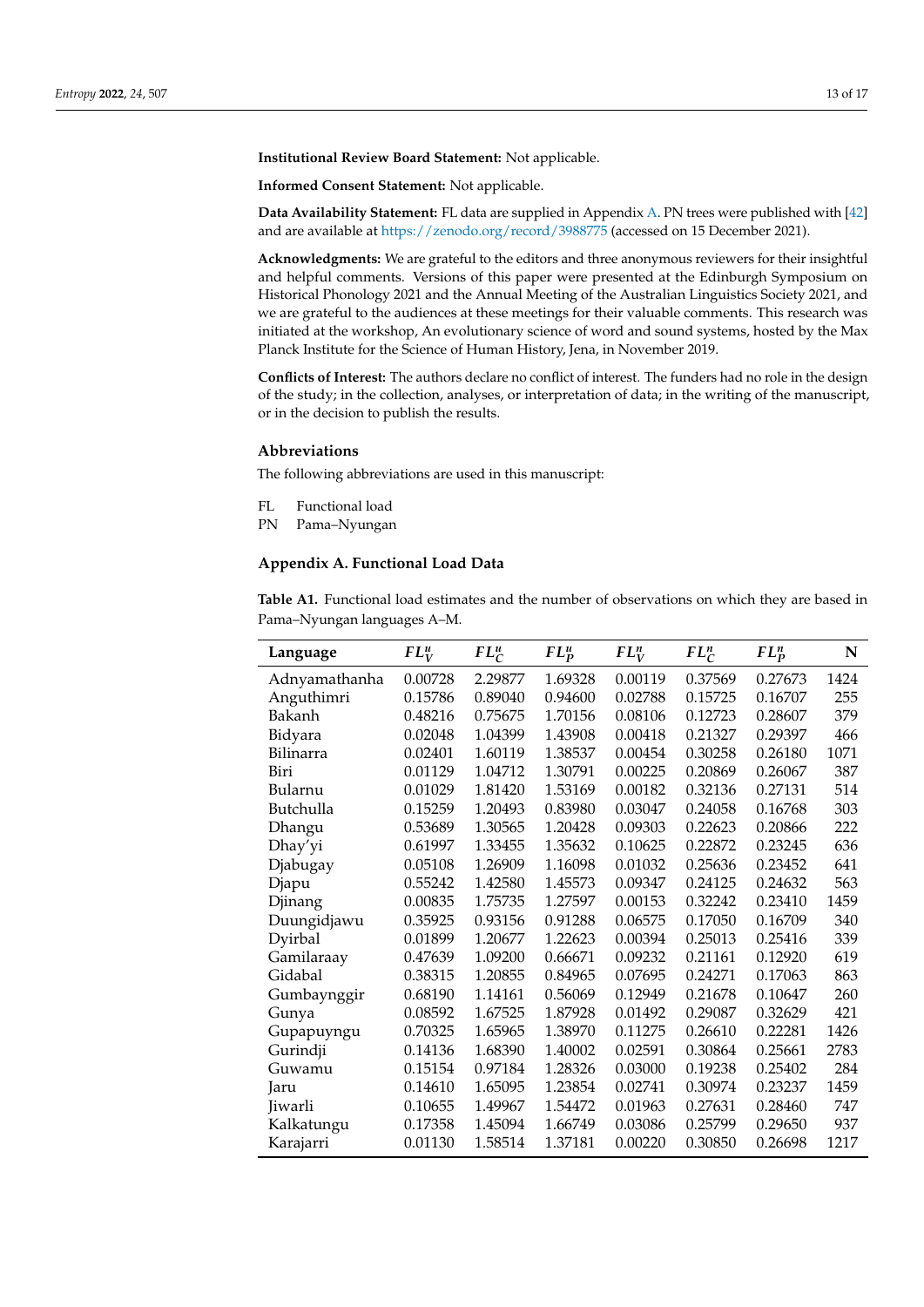**Institutional Review Board Statement:** Not applicable.

**Informed Consent Statement:** Not applicable.

**Data Availability Statement:** FL data are supplied in Appendix A. PN trees were published with [42] and are available at https://zenodo.org/record/3988775 (accessed on 15 December 2021).

**Acknowledgments:** We are grateful to the editors and three anonymous reviewers for their insightful and helpful comments. Versions of this paper were presented at the Edinburgh Symposium on Historical Phonology 2021 and the Annual Meeting of the Australian Linguistics Society 2021, and we are grateful to the audiences at these meetings for their valuable comments. This research was initiated at the workshop, An evolutionary science of word and sound systems, hosted by the Max Planck Institute for the Science of Human History, Jena, in November 2019.

**Conflicts of Interest:** The authors declare no conflict of interest. The funders had no role in the design of the study; in the collection, analyses, or interpretation of data; in the writing of the manuscript, or in the decision to publish the results.

## Abbreviations

The following abbreviations are used in this manuscript:

FL Functional load
PN Pama–Nyungan

## Appendix A. Functional Load Data

**Table A1.** Functional load estimates and the number of observations on which they are based in Pama–Nyungan languages A–M.

| Language | $FL^u_V$ | $FL^u_C$ | $FL^u_P$ | $FL^n_V$ | $FL^n_C$ | $FL^n_P$ | N |
|---|---|---|---|---|---|---|---|
| Adnyamathanha | 0.00728 | 2.29877 | 1.69328 | 0.00119 | 0.37569 | 0.27673 | 1424 |
| Anguthimri | 0.15786 | 0.89040 | 0.94600 | 0.02788 | 0.15725 | 0.16707 | 255 |
| Bakanh | 0.48216 | 0.75675 | 1.70156 | 0.08106 | 0.12723 | 0.28607 | 379 |
| Bidyara | 0.02048 | 1.04399 | 1.43908 | 0.00418 | 0.21327 | 0.29397 | 466 |
| Bilinarra | 0.02401 | 1.60119 | 1.38537 | 0.00454 | 0.30258 | 0.26180 | 1071 |
| Biri | 0.01129 | 1.04712 | 1.30791 | 0.00225 | 0.20869 | 0.26067 | 387 |
| Bularnu | 0.01029 | 1.81420 | 1.53169 | 0.00182 | 0.32136 | 0.27131 | 514 |
| Butchulla | 0.15259 | 1.20493 | 0.83980 | 0.03047 | 0.24058 | 0.16768 | 303 |
| Dhangu | 0.53689 | 1.30565 | 1.20428 | 0.09303 | 0.22623 | 0.20866 | 222 |
| Dhay'yi | 0.61997 | 1.33455 | 1.35632 | 0.10625 | 0.22872 | 0.23245 | 636 |
| Djabugay | 0.05108 | 1.26909 | 1.16098 | 0.01032 | 0.25636 | 0.23452 | 641 |
| Djapu | 0.55242 | 1.42580 | 1.45573 | 0.09347 | 0.24125 | 0.24632 | 563 |
| Djinang | 0.00835 | 1.75735 | 1.27597 | 0.00153 | 0.32242 | 0.23410 | 1459 |
| Duungidjawu | 0.35925 | 0.93156 | 0.91288 | 0.06575 | 0.17050 | 0.16709 | 340 |
| Dyirbal | 0.01899 | 1.20677 | 1.22623 | 0.00394 | 0.25013 | 0.25416 | 339 |
| Gamilaraay | 0.47639 | 1.09200 | 0.66671 | 0.09232 | 0.21161 | 0.12920 | 619 |
| Gidabal | 0.38315 | 1.20855 | 0.84965 | 0.07695 | 0.24271 | 0.17063 | 863 |
| Gumbaynggir | 0.68190 | 1.14161 | 0.56069 | 0.12949 | 0.21678 | 0.10647 | 260 |
| Gunya | 0.08592 | 1.67525 | 1.87928 | 0.01492 | 0.29087 | 0.32629 | 421 |
| Gupapuyngu | 0.70325 | 1.65965 | 1.38970 | 0.11275 | 0.26610 | 0.22281 | 1426 |
| Gurindji | 0.14136 | 1.68390 | 1.40002 | 0.02591 | 0.30864 | 0.25661 | 2783 |
| Guwamu | 0.15154 | 0.97184 | 1.28326 | 0.03000 | 0.19238 | 0.25402 | 284 |
| Jaru | 0.14610 | 1.65095 | 1.23854 | 0.02741 | 0.30974 | 0.23237 | 1459 |
| Jiwarli | 0.10655 | 1.49967 | 1.54472 | 0.01963 | 0.27631 | 0.28460 | 747 |
| Kalkatungu | 0.17358 | 1.45094 | 1.66749 | 0.03086 | 0.25799 | 0.29650 | 937 |
| Karajarri | 0.01130 | 1.58514 | 1.37181 | 0.00220 | 0.30850 | 0.26698 | 1217 |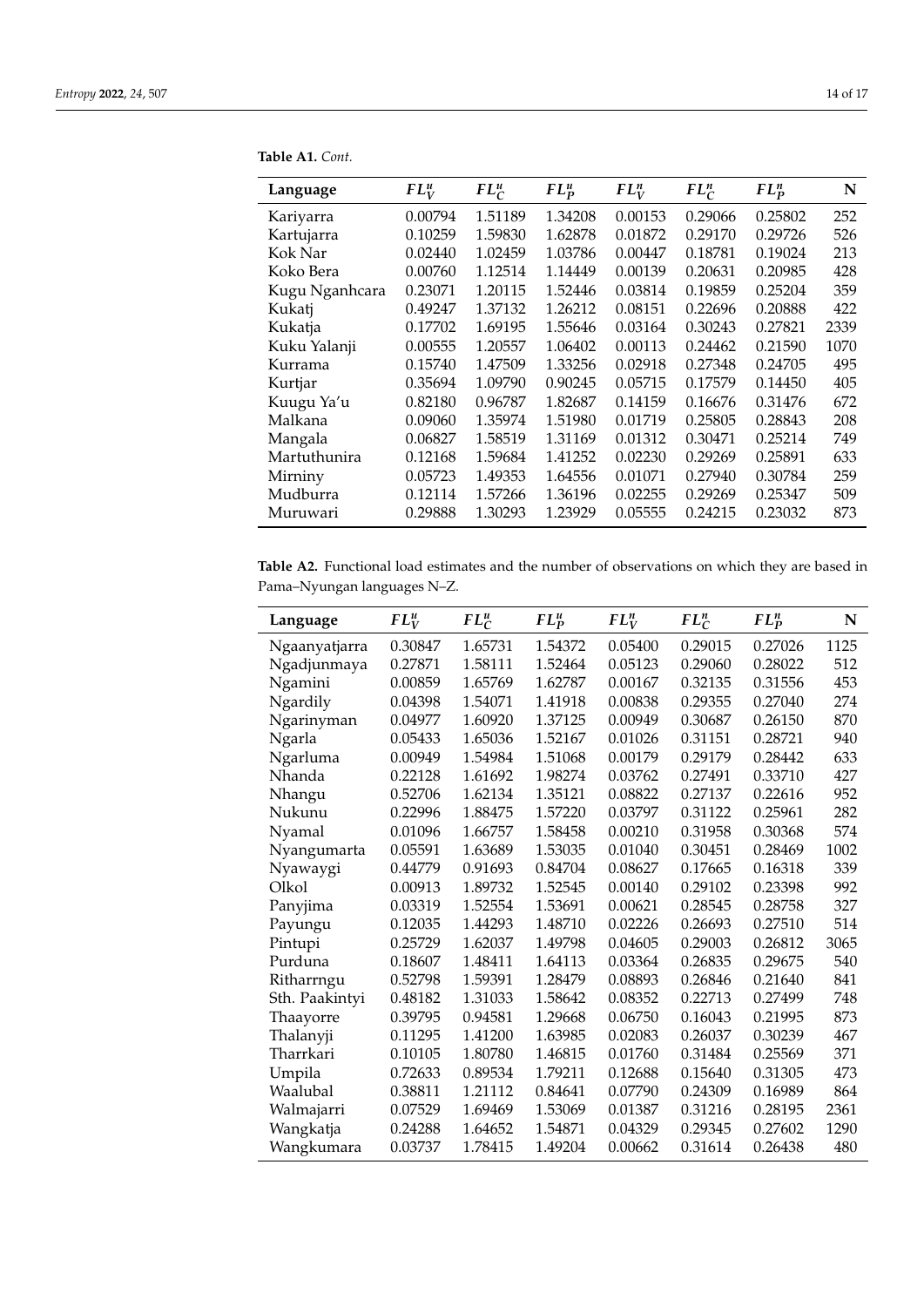**Table A1.** *Cont.*

| Language | $FL_V^u$ | $FL_C^u$ | $FL_P^u$ | $FL_V^n$ | $FL_C^n$ | $FL_P^n$ | N |
|---|---|---|---|---|---|---|---|
| Kariyarra | 0.00794 | 1.51189 | 1.34208 | 0.00153 | 0.29066 | 0.25802 | 252 |
| Kartujarra | 0.10259 | 1.59830 | 1.62878 | 0.01872 | 0.29170 | 0.29726 | 526 |
| Kok Nar | 0.02440 | 1.02459 | 1.03786 | 0.00447 | 0.18781 | 0.19024 | 213 |
| Koko Bera | 0.00760 | 1.12514 | 1.14449 | 0.00139 | 0.20631 | 0.20985 | 428 |
| Kugu Nganhcara | 0.23071 | 1.20115 | 1.52446 | 0.03814 | 0.19859 | 0.25204 | 359 |
| Kukatj | 0.49247 | 1.37132 | 1.26212 | 0.08151 | 0.22696 | 0.20888 | 422 |
| Kukatja | 0.17702 | 1.69195 | 1.55646 | 0.03164 | 0.30243 | 0.27821 | 2339 |
| Kuku Yalanji | 0.00555 | 1.20557 | 1.06402 | 0.00113 | 0.24462 | 0.21590 | 1070 |
| Kurrama | 0.15740 | 1.47509 | 1.33256 | 0.02918 | 0.27348 | 0.24705 | 495 |
| Kurtjar | 0.35694 | 1.09790 | 0.90245 | 0.05715 | 0.17579 | 0.14450 | 405 |
| Kuugu Ya'u | 0.82180 | 0.96787 | 1.82687 | 0.14159 | 0.16676 | 0.31476 | 672 |
| Malkana | 0.09060 | 1.35974 | 1.51980 | 0.01719 | 0.25805 | 0.28843 | 208 |
| Mangala | 0.06827 | 1.58519 | 1.31169 | 0.01312 | 0.30471 | 0.25214 | 749 |
| Martuthunira | 0.12168 | 1.59684 | 1.41252 | 0.02230 | 0.29269 | 0.25891 | 633 |
| Mirniny | 0.05723 | 1.49353 | 1.64556 | 0.01071 | 0.27940 | 0.30784 | 259 |
| Mudburra | 0.12114 | 1.57266 | 1.36196 | 0.02255 | 0.29269 | 0.25347 | 509 |
| Muruwari | 0.29888 | 1.30293 | 1.23929 | 0.05555 | 0.24215 | 0.23032 | 873 |

**Table A2.** Functional load estimates and the number of observations on which they are based in Pama–Nyungan languages N–Z.

| Language | $FL_V^u$ | $FL_C^u$ | $FL_P^u$ | $FL_V^n$ | $FL_C^n$ | $FL_P^n$ | N |
|---|---|---|---|---|---|---|---|
| Ngaanyatjarra | 0.30847 | 1.65731 | 1.54372 | 0.05400 | 0.29015 | 0.27026 | 1125 |
| Ngadjunmaya | 0.27871 | 1.58111 | 1.52464 | 0.05123 | 0.29060 | 0.28022 | 512 |
| Ngamini | 0.00859 | 1.65769 | 1.62787 | 0.00167 | 0.32135 | 0.31556 | 453 |
| Ngardily | 0.04398 | 1.54071 | 1.41918 | 0.00838 | 0.29355 | 0.27040 | 274 |
| Ngarinyman | 0.04977 | 1.60920 | 1.37125 | 0.00949 | 0.30687 | 0.26150 | 870 |
| Ngarla | 0.05433 | 1.65036 | 1.52167 | 0.01026 | 0.31151 | 0.28721 | 940 |
| Ngarluma | 0.00949 | 1.54984 | 1.51068 | 0.00179 | 0.29179 | 0.28442 | 633 |
| Nhanda | 0.22128 | 1.61692 | 1.98274 | 0.03762 | 0.27491 | 0.33710 | 427 |
| Nhangu | 0.52706 | 1.62134 | 1.35121 | 0.08822 | 0.27137 | 0.22616 | 952 |
| Nukunu | 0.22996 | 1.88475 | 1.57220 | 0.03797 | 0.31122 | 0.25961 | 282 |
| Nyamal | 0.01096 | 1.66757 | 1.58458 | 0.00210 | 0.31958 | 0.30368 | 574 |
| Nyangumarta | 0.05591 | 1.63689 | 1.53035 | 0.01040 | 0.30451 | 0.28469 | 1002 |
| Nyawaygi | 0.44779 | 0.91693 | 0.84704 | 0.08627 | 0.17665 | 0.16318 | 339 |
| Olkol | 0.00913 | 1.89732 | 1.52545 | 0.00140 | 0.29102 | 0.23398 | 992 |
| Panyjima | 0.03319 | 1.52554 | 1.53691 | 0.00621 | 0.28545 | 0.28758 | 327 |
| Payungu | 0.12035 | 1.44293 | 1.48710 | 0.02226 | 0.26693 | 0.27510 | 514 |
| Pintupi | 0.25729 | 1.62037 | 1.49798 | 0.04605 | 0.29003 | 0.26812 | 3065 |
| Purduna | 0.18607 | 1.48411 | 1.64113 | 0.03364 | 0.26835 | 0.29675 | 540 |
| Ritharrngu | 0.52798 | 1.59391 | 1.28479 | 0.08893 | 0.26846 | 0.21640 | 841 |
| Sth. Paakintyi | 0.48182 | 1.31033 | 1.58642 | 0.08352 | 0.22713 | 0.27499 | 748 |
| Thaayorre | 0.39795 | 0.94581 | 1.29668 | 0.06750 | 0.16043 | 0.21995 | 873 |
| Thalanyji | 0.11295 | 1.41200 | 1.63985 | 0.02083 | 0.26037 | 0.30239 | 467 |
| Tharrkari | 0.10105 | 1.80780 | 1.46815 | 0.01760 | 0.31484 | 0.25569 | 371 |
| Umpila | 0.72633 | 0.89534 | 1.79211 | 0.12688 | 0.15640 | 0.31305 | 473 |
| Waalubal | 0.38811 | 1.21112 | 0.84641 | 0.07790 | 0.24309 | 0.16989 | 864 |
| Walmajarri | 0.07529 | 1.69469 | 1.53069 | 0.01387 | 0.31216 | 0.28195 | 2361 |
| Wangkatja | 0.24288 | 1.64652 | 1.54871 | 0.04329 | 0.29345 | 0.27602 | 1290 |
| Wangkumara | 0.03737 | 1.78415 | 1.49204 | 0.00662 | 0.31614 | 0.26438 | 480 |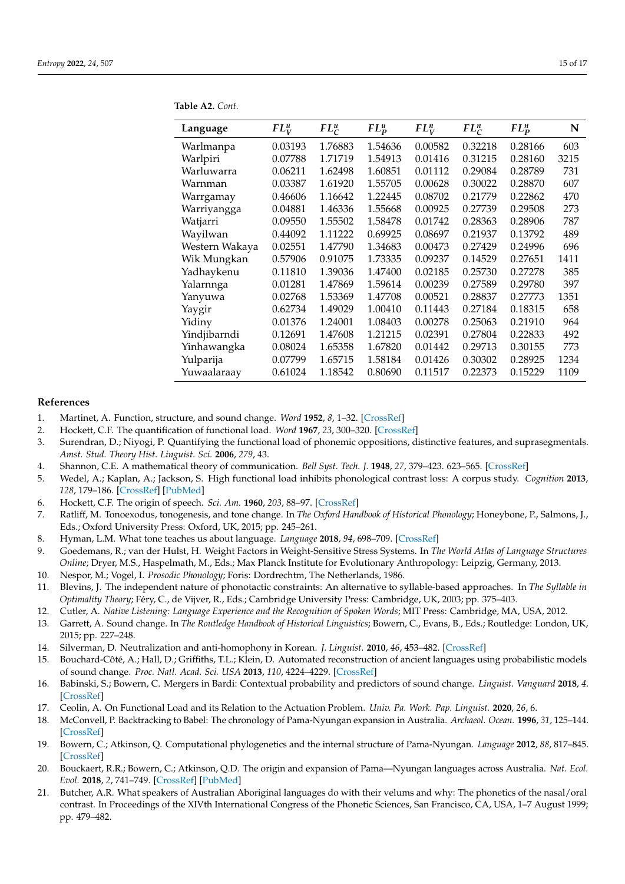**Table A2.** *Cont.*

| Language | $FL_V^u$ | $FL_C^u$ | $FL_P^u$ | $FL_V^n$ | $FL_C^n$ | $FL_P^n$ | N |
|---|---|---|---|---|---|---|---|
| Warlmanpa | 0.03193 | 1.76883 | 1.54636 | 0.00582 | 0.32218 | 0.28166 | 603 |
| Warlpiri | 0.07788 | 1.71719 | 1.54913 | 0.01416 | 0.31215 | 0.28160 | 3215 |
| Warluwarra | 0.06211 | 1.62498 | 1.60851 | 0.01112 | 0.29084 | 0.28789 | 731 |
| Warnman | 0.03387 | 1.61920 | 1.55705 | 0.00628 | 0.30022 | 0.28870 | 607 |
| Warrgamay | 0.46606 | 1.16642 | 1.22445 | 0.08702 | 0.21779 | 0.22862 | 470 |
| Warriyangga | 0.04881 | 1.46336 | 1.55668 | 0.00925 | 0.27739 | 0.29508 | 273 |
| Watjarri | 0.09550 | 1.55502 | 1.58478 | 0.01742 | 0.28363 | 0.28906 | 787 |
| Wayilwan | 0.44092 | 1.11222 | 0.69925 | 0.08697 | 0.21937 | 0.13792 | 489 |
| Western Wakaya | 0.02551 | 1.47790 | 1.34683 | 0.00473 | 0.27429 | 0.24996 | 696 |
| Wik Mungkan | 0.57906 | 0.91075 | 1.73335 | 0.09237 | 0.14529 | 0.27651 | 1411 |
| Yadhaykenu | 0.11810 | 1.39036 | 1.47400 | 0.02185 | 0.25730 | 0.27278 | 385 |
| Yalarnnga | 0.01281 | 1.47869 | 1.59614 | 0.00239 | 0.27589 | 0.29780 | 397 |
| Yanyuwa | 0.02768 | 1.53369 | 1.47708 | 0.00521 | 0.28837 | 0.27773 | 1351 |
| Yaygir | 0.62734 | 1.49029 | 1.00410 | 0.11443 | 0.27184 | 0.18315 | 658 |
| Yidiny | 0.01376 | 1.24001 | 1.08403 | 0.00278 | 0.25063 | 0.21910 | 964 |
| Yindjibarndi | 0.12691 | 1.47608 | 1.21215 | 0.02391 | 0.27804 | 0.22833 | 492 |
| Yinhawangka | 0.08024 | 1.65358 | 1.67820 | 0.01442 | 0.29713 | 0.30155 | 773 |
| Yulparija | 0.07799 | 1.65715 | 1.58184 | 0.01426 | 0.30302 | 0.28925 | 1234 |
| Yuwaalaraay | 0.61024 | 1.18542 | 0.80690 | 0.11517 | 0.22373 | 0.15229 | 1109 |

## References

1. Martinet, A. Function, structure, and sound change. *Word* **1952**, *8*, 1–32. [CrossRef]
2. Hockett, C.F. The quantification of functional load. *Word* **1967**, *23*, 300–320. [CrossRef]
3. Surendran, D.; Niyogi, P. Quantifying the functional load of phonemic oppositions, distinctive features, and suprasegmentals. *Amst. Stud. Theory Hist. Linguist. Sci.* **2006**, *279*, 43.
4. Shannon, C.E. A mathematical theory of communication. *Bell Syst. Tech. J.* **1948**, *27*, 379–423. 623–565. [CrossRef]
5. Wedel, A.; Kaplan, A.; Jackson, S. High functional load inhibits phonological contrast loss: A corpus study. *Cognition* **2013**, *128*, 179–186. [CrossRef] [PubMed]
6. Hockett, C.F. The origin of speech. *Sci. Am.* **1960**, *203*, 88–97. [CrossRef]
7. Ratliff, M. Tonoexodus, tonogenesis, and tone change. In *The Oxford Handbook of Historical Phonology*; Honeybone, P., Salmons, J., Eds.; Oxford University Press: Oxford, UK, 2015; pp. 245–261.
8. Hyman, L.M. What tone teaches us about language. *Language* **2018**, *94*, 698–709. [CrossRef]
9. Goedemans, R.; van der Hulst, H. Weight Factors in Weight-Sensitive Stress Systems. In *The World Atlas of Language Structures Online*; Dryer, M.S., Haspelmath, M., Eds.; Max Planck Institute for Evolutionary Anthropology: Leipzig, Germany, 2013.
10. Nespor, M.; Vogel, I. *Prosodic Phonology*; Foris: Dordrechtm, The Netherlands, 1986.
11. Blevins, J. The independent nature of phonotactic constraints: An alternative to syllable-based approaches. In *The Syllable in Optimality Theory*; Féry, C., de Vijver, R., Eds.; Cambridge University Press: Cambridge, UK, 2003; pp. 375–403.
12. Cutler, A. *Native Listening: Language Experience and the Recognition of Spoken Words*; MIT Press: Cambridge, MA, USA, 2012.
13. Garrett, A. Sound change. In *The Routledge Handbook of Historical Linguistics*; Bowern, C., Evans, B., Eds.; Routledge: London, UK, 2015; pp. 227–248.
14. Silverman, D. Neutralization and anti-homophony in Korean. *J. Linguist.* **2010**, *46*, 453–482. [CrossRef]
15. Bouchard-Côté, A.; Hall, D.; Griffiths, T.L.; Klein, D. Automated reconstruction of ancient languages using probabilistic models of sound change. *Proc. Natl. Acad. Sci. USA* **2013**, *110*, 4224–4229. [CrossRef]
16. Babinski, S.; Bowern, C. Mergers in Bardi: Contextual probability and predictors of sound change. *Linguist. Vanguard* **2018**, *4*. [CrossRef]
17. Ceolin, A. On Functional Load and its Relation to the Actuation Problem. *Univ. Pa. Work. Pap. Linguist.* **2020**, *26*, 6.
18. McConvell, P. Backtracking to Babel: The chronology of Pama-Nyungan expansion in Australia. *Archaeol. Ocean.* **1996**, *31*, 125–144. [CrossRef]
19. Bowern, C.; Atkinson, Q. Computational phylogenetics and the internal structure of Pama-Nyungan. *Language* **2012**, *88*, 817–845. [CrossRef]
20. Bouckaert, R.R.; Bowern, C.; Atkinson, Q.D. The origin and expansion of Pama—Nyungan languages across Australia. *Nat. Ecol. Evol.* **2018**, *2*, 741–749. [CrossRef] [PubMed]
21. Butcher, A.R. What speakers of Australian Aboriginal languages do with their velums and why: The phonetics of the nasal/oral contrast. In Proceedings of the XIVth International Congress of the Phonetic Sciences, San Francisco, CA, USA, 1–7 August 1999; pp. 479–482.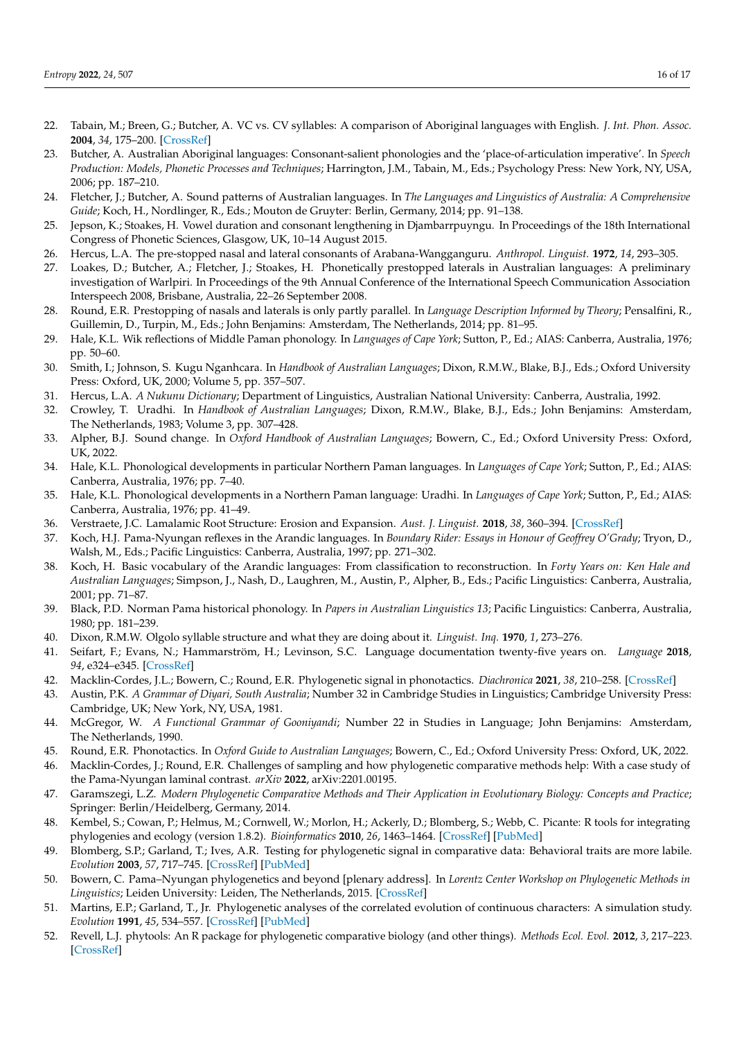22. Tabain, M.; Breen, G.; Butcher, A. VC vs. CV syllables: A comparison of Aboriginal languages with English. *J. Int. Phon. Assoc.* **2004**, *34*, 175–200. [CrossRef]
23. Butcher, A. Australian Aboriginal languages: Consonant-salient phonologies and the 'place-of-articulation imperative'. In *Speech Production: Models, Phonetic Processes and Techniques*; Harrington, J.M., Tabain, M., Eds.; Psychology Press: New York, NY, USA, 2006; pp. 187–210.
24. Fletcher, J.; Butcher, A. Sound patterns of Australian languages. In *The Languages and Linguistics of Australia: A Comprehensive Guide*; Koch, H., Nordlinger, R., Eds.; Mouton de Gruyter: Berlin, Germany, 2014; pp. 91–138.
25. Jepson, K.; Stoakes, H. Vowel duration and consonant lengthening in Djambarrpuyngu. In Proceedings of the 18th International Congress of Phonetic Sciences, Glasgow, UK, 10–14 August 2015.
26. Hercus, L.A. The pre-stopped nasal and lateral consonants of Arabana-Wangganguru. *Anthropol. Linguist.* **1972**, *14*, 293–305.
27. Loakes, D.; Butcher, A.; Fletcher, J.; Stoakes, H. Phonetically prestopped laterals in Australian languages: A preliminary investigation of Warlpiri. In Proceedings of the 9th Annual Conference of the International Speech Communication Association Interspeech 2008, Brisbane, Australia, 22–26 September 2008.
28. Round, E.R. Prestopping of nasals and laterals is only partly parallel. In *Language Description Informed by Theory*; Pensalfini, R., Guillemin, D., Turpin, M., Eds.; John Benjamins: Amsterdam, The Netherlands, 2014; pp. 81–95.
29. Hale, K.L. Wik reflections of Middle Paman phonology. In *Languages of Cape York*; Sutton, P., Ed.; AIAS: Canberra, Australia, 1976; pp. 50–60.
30. Smith, I.; Johnson, S. Kugu Nganhcara. In *Handbook of Australian Languages*; Dixon, R.M.W., Blake, B.J., Eds.; Oxford University Press: Oxford, UK, 2000; Volume 5, pp. 357–507.
31. Hercus, L.A. *A Nukunu Dictionary*; Department of Linguistics, Australian National University: Canberra, Australia, 1992.
32. Crowley, T. Uradhi. In *Handbook of Australian Languages*; Dixon, R.M.W., Blake, B.J., Eds.; John Benjamins: Amsterdam, The Netherlands, 1983; Volume 3, pp. 307–428.
33. Alpher, B.J. Sound change. In *Oxford Handbook of Australian Languages*; Bowern, C., Ed.; Oxford University Press: Oxford, UK, 2022.
34. Hale, K.L. Phonological developments in particular Northern Paman languages. In *Languages of Cape York*; Sutton, P., Ed.; AIAS: Canberra, Australia, 1976; pp. 7–40.
35. Hale, K.L. Phonological developments in a Northern Paman language: Uradhi. In *Languages of Cape York*; Sutton, P., Ed.; AIAS: Canberra, Australia, 1976; pp. 41–49.
36. Verstraete, J.C. Lamalamic Root Structure: Erosion and Expansion. *Aust. J. Linguist.* **2018**, *38*, 360–394. [CrossRef]
37. Koch, H.J. Pama-Nyungan reflexes in the Arandic languages. In *Boundary Rider: Essays in Honour of Geoffrey O'Grady*; Tryon, D., Walsh, M., Eds.; Pacific Linguistics: Canberra, Australia, 1997; pp. 271–302.
38. Koch, H. Basic vocabulary of the Arandic languages: From classification to reconstruction. In *Forty Years on: Ken Hale and Australian Languages*; Simpson, J., Nash, D., Laughren, M., Austin, P., Alpher, B., Eds.; Pacific Linguistics: Canberra, Australia, 2001; pp. 71–87.
39. Black, P.D. Norman Pama historical phonology. In *Papers in Australian Linguistics 13*; Pacific Linguistics: Canberra, Australia, 1980; pp. 181–239.
40. Dixon, R.M.W. Olgolo syllable structure and what they are doing about it. *Linguist. Inq.* **1970**, *1*, 273–276.
41. Seifart, F.; Evans, N.; Hammarström, H.; Levinson, S.C. Language documentation twenty-five years on. *Language* **2018**, *94*, e324–e345. [CrossRef]
42. Macklin-Cordes, J.L.; Bowern, C.; Round, E.R. Phylogenetic signal in phonotactics. *Diachronica* **2021**, *38*, 210–258. [CrossRef]
43. Austin, P.K. *A Grammar of Diyari, South Australia*; Number 32 in Cambridge Studies in Linguistics; Cambridge University Press: Cambridge, UK; New York, NY, USA, 1981.
44. McGregor, W. *A Functional Grammar of Gooniyandi*; Number 22 in Studies in Language; John Benjamins: Amsterdam, The Netherlands, 1990.
45. Round, E.R. Phonotactics. In *Oxford Guide to Australian Languages*; Bowern, C., Ed.; Oxford University Press: Oxford, UK, 2022.
46. Macklin-Cordes, J.; Round, E.R. Challenges of sampling and how phylogenetic comparative methods help: With a case study of the Pama-Nyungan laminal contrast. *arXiv* **2022**, arXiv:2201.00195.
47. Garamszegi, L.Z. *Modern Phylogenetic Comparative Methods and Their Application in Evolutionary Biology: Concepts and Practice*; Springer: Berlin/Heidelberg, Germany, 2014.
48. Kembel, S.; Cowan, P.; Helmus, M.; Cornwell, W.; Morlon, H.; Ackerly, D.; Blomberg, S.; Webb, C. Picante: R tools for integrating phylogenies and ecology (version 1.8.2). *Bioinformatics* **2010**, *26*, 1463–1464. [CrossRef] [PubMed]
49. Blomberg, S.P.; Garland, T.; Ives, A.R. Testing for phylogenetic signal in comparative data: Behavioral traits are more labile. *Evolution* **2003**, *57*, 717–745. [CrossRef] [PubMed]
50. Bowern, C. Pama–Nyungan phylogenetics and beyond [plenary address]. In *Lorentz Center Workshop on Phylogenetic Methods in Linguistics*; Leiden University: Leiden, The Netherlands, 2015. [CrossRef]
51. Martins, E.P.; Garland, T., Jr. Phylogenetic analyses of the correlated evolution of continuous characters: A simulation study. *Evolution* **1991**, *45*, 534–557. [CrossRef] [PubMed]
52. Revell, L.J. phytools: An R package for phylogenetic comparative biology (and other things). *Methods Ecol. Evol.* **2012**, *3*, 217–223. [CrossRef]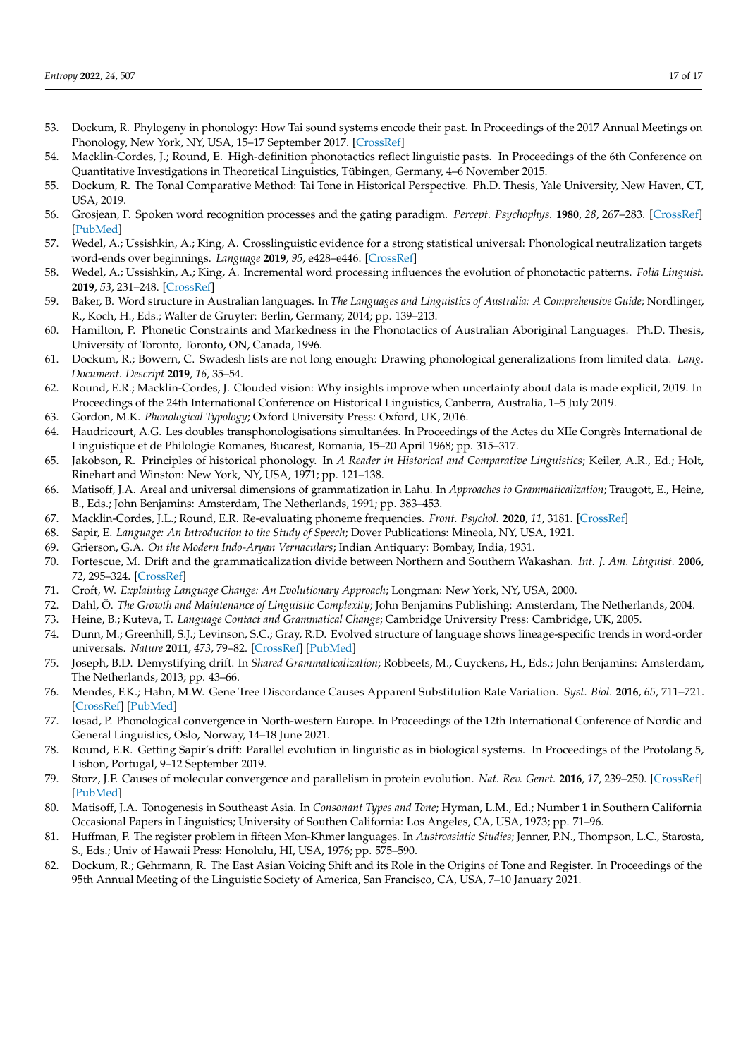53. Dockum, R. Phylogeny in phonology: How Tai sound systems encode their past. In Proceedings of the 2017 Annual Meetings on Phonology, New York, NY, USA, 15–17 September 2017. [CrossRef]
54. Macklin-Cordes, J.; Round, E. High-definition phonotactics reflect linguistic pasts. In Proceedings of the 6th Conference on Quantitative Investigations in Theoretical Linguistics, Tübingen, Germany, 4–6 November 2015.
55. Dockum, R. The Tonal Comparative Method: Tai Tone in Historical Perspective. Ph.D. Thesis, Yale University, New Haven, CT, USA, 2019.
56. Grosjean, F. Spoken word recognition processes and the gating paradigm. *Percept. Psychophys.* **1980**, *28*, 267–283. [CrossRef] [PubMed]
57. Wedel, A.; Ussishkin, A.; King, A. Crosslinguistic evidence for a strong statistical universal: Phonological neutralization targets word-ends over beginnings. *Language* **2019**, *95*, e428–e446. [CrossRef]
58. Wedel, A.; Ussishkin, A.; King, A. Incremental word processing influences the evolution of phonotactic patterns. *Folia Linguist.* **2019**, *53*, 231–248. [CrossRef]
59. Baker, B. Word structure in Australian languages. In *The Languages and Linguistics of Australia: A Comprehensive Guide*; Nordlinger, R., Koch, H., Eds.; Walter de Gruyter: Berlin, Germany, 2014; pp. 139–213.
60. Hamilton, P. Phonetic Constraints and Markedness in the Phonotactics of Australian Aboriginal Languages. Ph.D. Thesis, University of Toronto, Toronto, ON, Canada, 1996.
61. Dockum, R.; Bowern, C. Swadesh lists are not long enough: Drawing phonological generalizations from limited data. *Lang. Document. Descript* **2019**, *16*, 35–54.
62. Round, E.R.; Macklin-Cordes, J. Clouded vision: Why insights improve when uncertainty about data is made explicit, 2019. In Proceedings of the 24th International Conference on Historical Linguistics, Canberra, Australia, 1–5 July 2019.
63. Gordon, M.K. *Phonological Typology*; Oxford University Press: Oxford, UK, 2016.
64. Haudricourt, A.G. Les doubles transphonologisations simultanées. In Proceedings of the Actes du XIIe Congrès International de Linguistique et de Philologie Romanes, Bucarest, Romania, 15–20 April 1968; pp. 315–317.
65. Jakobson, R. Principles of historical phonology. In *A Reader in Historical and Comparative Linguistics*; Keiler, A.R., Ed.; Holt, Rinehart and Winston: New York, NY, USA, 1971; pp. 121–138.
66. Matisoff, J.A. Areal and universal dimensions of grammatization in Lahu. In *Approaches to Grammaticalization*; Traugott, E., Heine, B., Eds.; John Benjamins: Amsterdam, The Netherlands, 1991; pp. 383–453.
67. Macklin-Cordes, J.L.; Round, E.R. Re-evaluating phoneme frequencies. *Front. Psychol.* **2020**, *11*, 3181. [CrossRef]
68. Sapir, E. *Language: An Introduction to the Study of Speech*; Dover Publications: Mineola, NY, USA, 1921.
69. Grierson, G.A. *On the Modern Indo-Aryan Vernaculars*; Indian Antiquary: Bombay, India, 1931.
70. Fortescue, M. Drift and the grammaticalization divide between Northern and Southern Wakashan. *Int. J. Am. Linguist.* **2006**, *72*, 295–324. [CrossRef]
71. Croft, W. *Explaining Language Change: An Evolutionary Approach*; Longman: New York, NY, USA, 2000.
72. Dahl, Ö. *The Growth and Maintenance of Linguistic Complexity*; John Benjamins Publishing: Amsterdam, The Netherlands, 2004.
73. Heine, B.; Kuteva, T. *Language Contact and Grammatical Change*; Cambridge University Press: Cambridge, UK, 2005.
74. Dunn, M.; Greenhill, S.J.; Levinson, S.C.; Gray, R.D. Evolved structure of language shows lineage-specific trends in word-order universals. *Nature* **2011**, *473*, 79–82. [CrossRef] [PubMed]
75. Joseph, B.D. Demystifying drift. In *Shared Grammaticalization*; Robbeets, M., Cuyckens, H., Eds.; John Benjamins: Amsterdam, The Netherlands, 2013; pp. 43–66.
76. Mendes, F.K.; Hahn, M.W. Gene Tree Discordance Causes Apparent Substitution Rate Variation. *Syst. Biol.* **2016**, *65*, 711–721. [CrossRef] [PubMed]
77. Iosad, P. Phonological convergence in North-western Europe. In Proceedings of the 12th International Conference of Nordic and General Linguistics, Oslo, Norway, 14–18 June 2021.
78. Round, E.R. Getting Sapir's drift: Parallel evolution in linguistic as in biological systems. In Proceedings of the Protolang 5, Lisbon, Portugal, 9–12 September 2019.
79. Storz, J.F. Causes of molecular convergence and parallelism in protein evolution. *Nat. Rev. Genet.* **2016**, *17*, 239–250. [CrossRef] [PubMed]
80. Matisoff, J.A. Tonogenesis in Southeast Asia. In *Consonant Types and Tone*; Hyman, L.M., Ed.; Number 1 in Southern California Occasional Papers in Linguistics; University of Southen California: Los Angeles, CA, USA, 1973; pp. 71–96.
81. Huffman, F. The register problem in fifteen Mon-Khmer languages. In *Austroasiatic Studies*; Jenner, P.N., Thompson, L.C., Starosta, S., Eds.; Univ of Hawaii Press: Honolulu, HI, USA, 1976; pp. 575–590.
82. Dockum, R.; Gehrmann, R. The East Asian Voicing Shift and its Role in the Origins of Tone and Register. In Proceedings of the 95th Annual Meeting of the Linguistic Society of America, San Francisco, CA, USA, 7–10 January 2021.